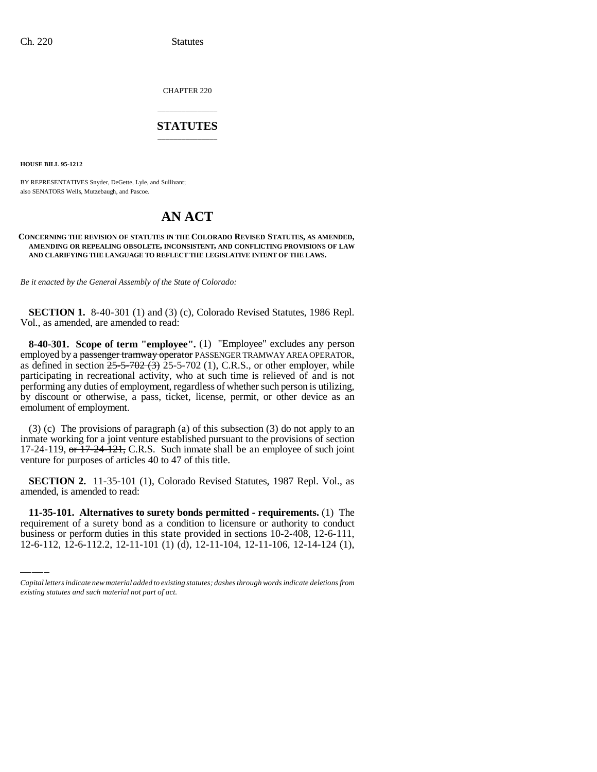CHAPTER 220

# STATUTES

**HOUSE BILL 95-1212**

BY REPRESENTATIVES Snyder, DeGette, Lyle, and Sullivant;
also SENATORS Wells, Mutzebaugh, and Pascoe.

# AN ACT

**CONCERNING THE REVISION OF STATUTES IN THE COLORADO REVISED STATUTES, AS AMENDED, AMENDING OR REPEALING OBSOLETE, INCONSISTENT, AND CONFLICTING PROVISIONS OF LAW AND CLARIFYING THE LANGUAGE TO REFLECT THE LEGISLATIVE INTENT OF THE LAWS.**

*Be it enacted by the General Assembly of the State of Colorado:*

**SECTION 1.** 8-40-301 (1) and (3) (c), Colorado Revised Statutes, 1986 Repl. Vol., as amended, are amended to read:

**8-40-301. Scope of term "employee".** (1) "Employee" excludes any person employed by a ~~passenger tramway operator~~ PASSENGER TRAMWAY AREA OPERATOR, as defined in section ~~25-5-702 (3)~~ 25-5-702 (1), C.R.S., or other employer, while participating in recreational activity, who at such time is relieved of and is not performing any duties of employment, regardless of whether such person is utilizing, by discount or otherwise, a pass, ticket, license, permit, or other device as an emolument of employment.

(3) (c) The provisions of paragraph (a) of this subsection (3) do not apply to an inmate working for a joint venture established pursuant to the provisions of section 17-24-119, ~~or 17-24-121,~~ C.R.S. Such inmate shall be an employee of such joint venture for purposes of articles 40 to 47 of this title.

**SECTION 2.** 11-35-101 (1), Colorado Revised Statutes, 1987 Repl. Vol., as amended, is amended to read:

**11-35-101. Alternatives to surety bonds permitted - requirements.** (1) The requirement of a surety bond as a condition to licensure or authority to conduct business or perform duties in this state provided in sections 10-2-408, 12-6-111, 12-6-112, 12-6-112.2, 12-11-101 (1) (d), 12-11-104, 12-11-106, 12-14-124 (1),

*Capital letters indicate new material added to existing statutes; dashes through words indicate deletions from existing statutes and such material not part of act.*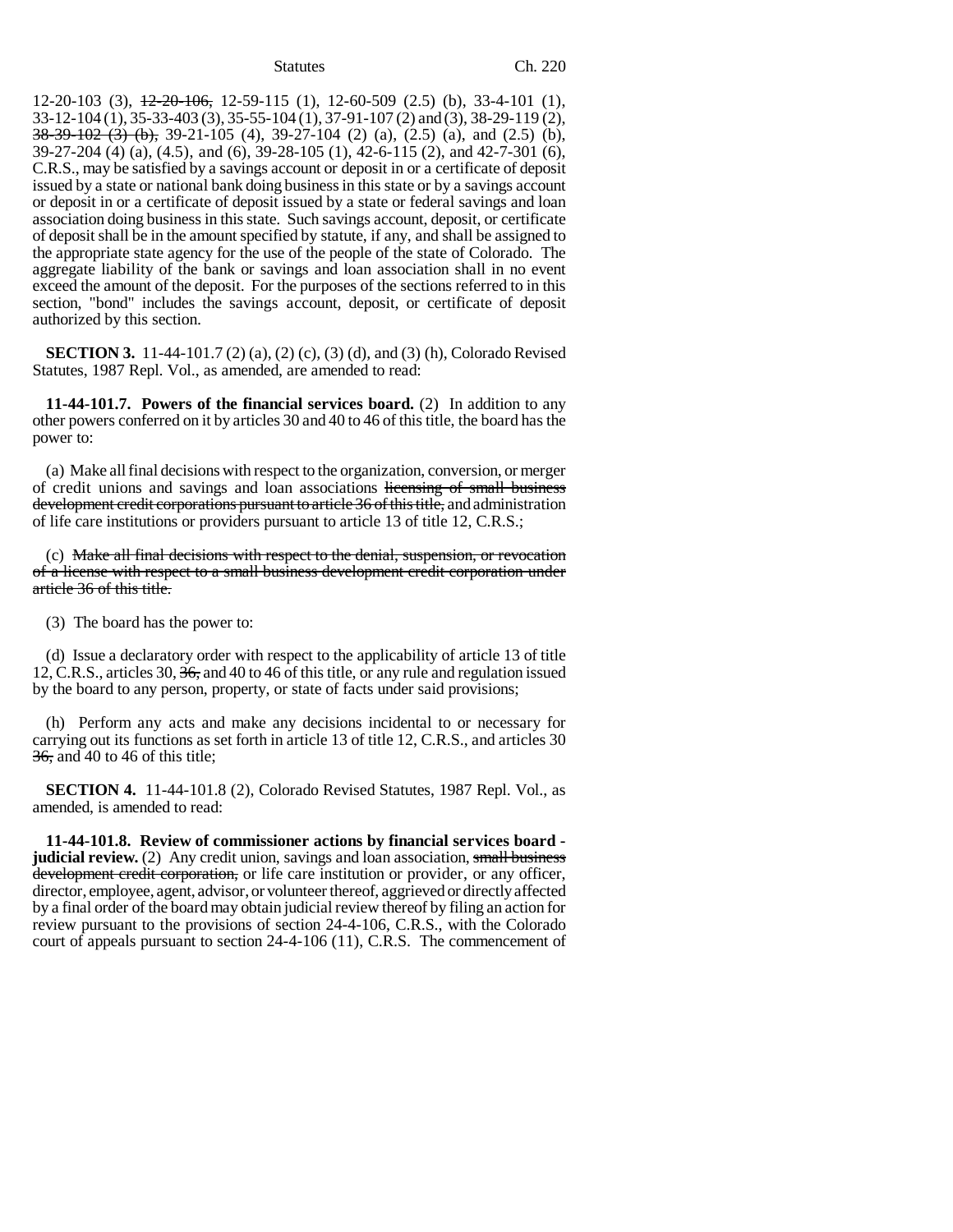12-20-103 (3), ~~12-20-106,~~ 12-59-115 (1), 12-60-509 (2.5) (b), 33-4-101 (1), 33-12-104 (1), 35-33-403 (3), 35-55-104 (1), 37-91-107 (2) and (3), 38-29-119 (2), ~~38-39-102 (3) (b),~~ 39-21-105 (4), 39-27-104 (2) (a), (2.5) (a), and (2.5) (b), 39-27-204 (4) (a), (4.5), and (6), 39-28-105 (1), 42-6-115 (2), and 42-7-301 (6), C.R.S., may be satisfied by a savings account or deposit in or a certificate of deposit issued by a state or national bank doing business in this state or by a savings account or deposit in or a certificate of deposit issued by a state or federal savings and loan association doing business in this state. Such savings account, deposit, or certificate of deposit shall be in the amount specified by statute, if any, and shall be assigned to the appropriate state agency for the use of the people of the state of Colorado. The aggregate liability of the bank or savings and loan association shall in no event exceed the amount of the deposit. For the purposes of the sections referred to in this section, "bond" includes the savings account, deposit, or certificate of deposit authorized by this section.

**SECTION 3.** 11-44-101.7 (2) (a), (2) (c), (3) (d), and (3) (h), Colorado Revised Statutes, 1987 Repl. Vol., as amended, are amended to read:

**11-44-101.7. Powers of the financial services board.** (2) In addition to any other powers conferred on it by articles 30 and 40 to 46 of this title, the board has the power to:

(a) Make all final decisions with respect to the organization, conversion, or merger of credit unions and savings and loan associations ~~licensing of small business development credit corporations pursuant to article 36 of this title,~~ and administration of life care institutions or providers pursuant to article 13 of title 12, C.R.S.;

(c) ~~Make all final decisions with respect to the denial, suspension, or revocation of a license with respect to a small business development credit corporation under article 36 of this title.~~

(3) The board has the power to:

(d) Issue a declaratory order with respect to the applicability of article 13 of title 12, C.R.S., articles 30, ~~36,~~ and 40 to 46 of this title, or any rule and regulation issued by the board to any person, property, or state of facts under said provisions;

(h) Perform any acts and make any decisions incidental to or necessary for carrying out its functions as set forth in article 13 of title 12, C.R.S., and articles 30 ~~36,~~ and 40 to 46 of this title;

**SECTION 4.** 11-44-101.8 (2), Colorado Revised Statutes, 1987 Repl. Vol., as amended, is amended to read:

**11-44-101.8. Review of commissioner actions by financial services board - judicial review.** (2) Any credit union, savings and loan association, ~~small business development credit corporation,~~ or life care institution or provider, or any officer, director, employee, agent, advisor, or volunteer thereof, aggrieved or directly affected by a final order of the board may obtain judicial review thereof by filing an action for review pursuant to the provisions of section 24-4-106, C.R.S., with the Colorado court of appeals pursuant to section 24-4-106 (11), C.R.S. The commencement of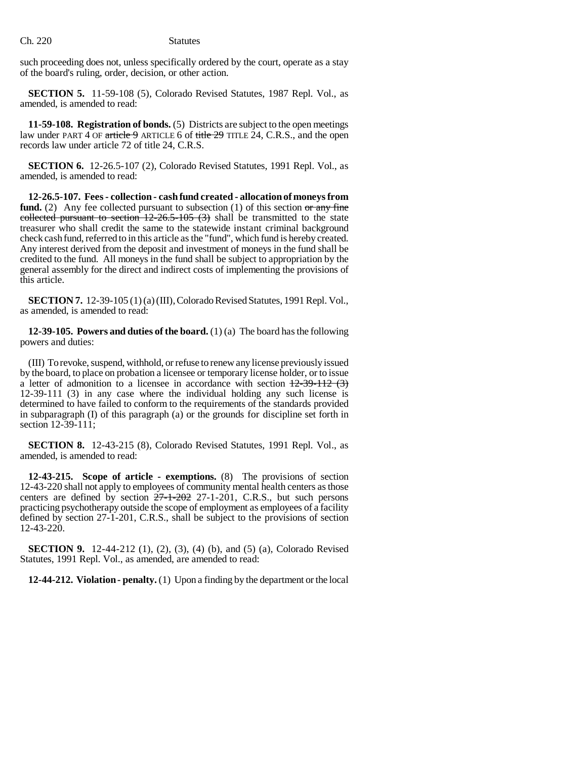such proceeding does not, unless specifically ordered by the court, operate as a stay of the board's ruling, order, decision, or other action.

**SECTION 5.** 11-59-108 (5), Colorado Revised Statutes, 1987 Repl. Vol., as amended, is amended to read:

**11-59-108. Registration of bonds.** (5) Districts are subject to the open meetings law under PART 4 OF ~~article 9~~ ARTICLE 6 of ~~title 29~~ TITLE 24, C.R.S., and the open records law under article 72 of title 24, C.R.S.

**SECTION 6.** 12-26.5-107 (2), Colorado Revised Statutes, 1991 Repl. Vol., as amended, is amended to read:

**12-26.5-107. Fees - collection - cash fund created - allocation of moneys from fund.** (2) Any fee collected pursuant to subsection (1) of this section ~~or any fine collected pursuant to section 12-26.5-105 (3)~~ shall be transmitted to the state treasurer who shall credit the same to the statewide instant criminal background check cash fund, referred to in this article as the "fund", which fund is hereby created. Any interest derived from the deposit and investment of moneys in the fund shall be credited to the fund. All moneys in the fund shall be subject to appropriation by the general assembly for the direct and indirect costs of implementing the provisions of this article.

**SECTION 7.** 12-39-105 (1) (a) (III), Colorado Revised Statutes, 1991 Repl. Vol., as amended, is amended to read:

**12-39-105. Powers and duties of the board.** (1) (a) The board has the following powers and duties:

(III) To revoke, suspend, withhold, or refuse to renew any license previously issued by the board, to place on probation a licensee or temporary license holder, or to issue a letter of admonition to a licensee in accordance with section ~~12-39-112 (3)~~ 12-39-111 (3) in any case where the individual holding any such license is determined to have failed to conform to the requirements of the standards provided in subparagraph (I) of this paragraph (a) or the grounds for discipline set forth in section 12-39-111;

**SECTION 8.** 12-43-215 (8), Colorado Revised Statutes, 1991 Repl. Vol., as amended, is amended to read:

**12-43-215. Scope of article - exemptions.** (8) The provisions of section 12-43-220 shall not apply to employees of community mental health centers as those centers are defined by section ~~27-1-202~~ 27-1-201, C.R.S., but such persons practicing psychotherapy outside the scope of employment as employees of a facility defined by section 27-1-201, C.R.S., shall be subject to the provisions of section 12-43-220.

**SECTION 9.** 12-44-212 (1), (2), (3), (4) (b), and (5) (a), Colorado Revised Statutes, 1991 Repl. Vol., as amended, are amended to read:

**12-44-212. Violation - penalty.** (1) Upon a finding by the department or the local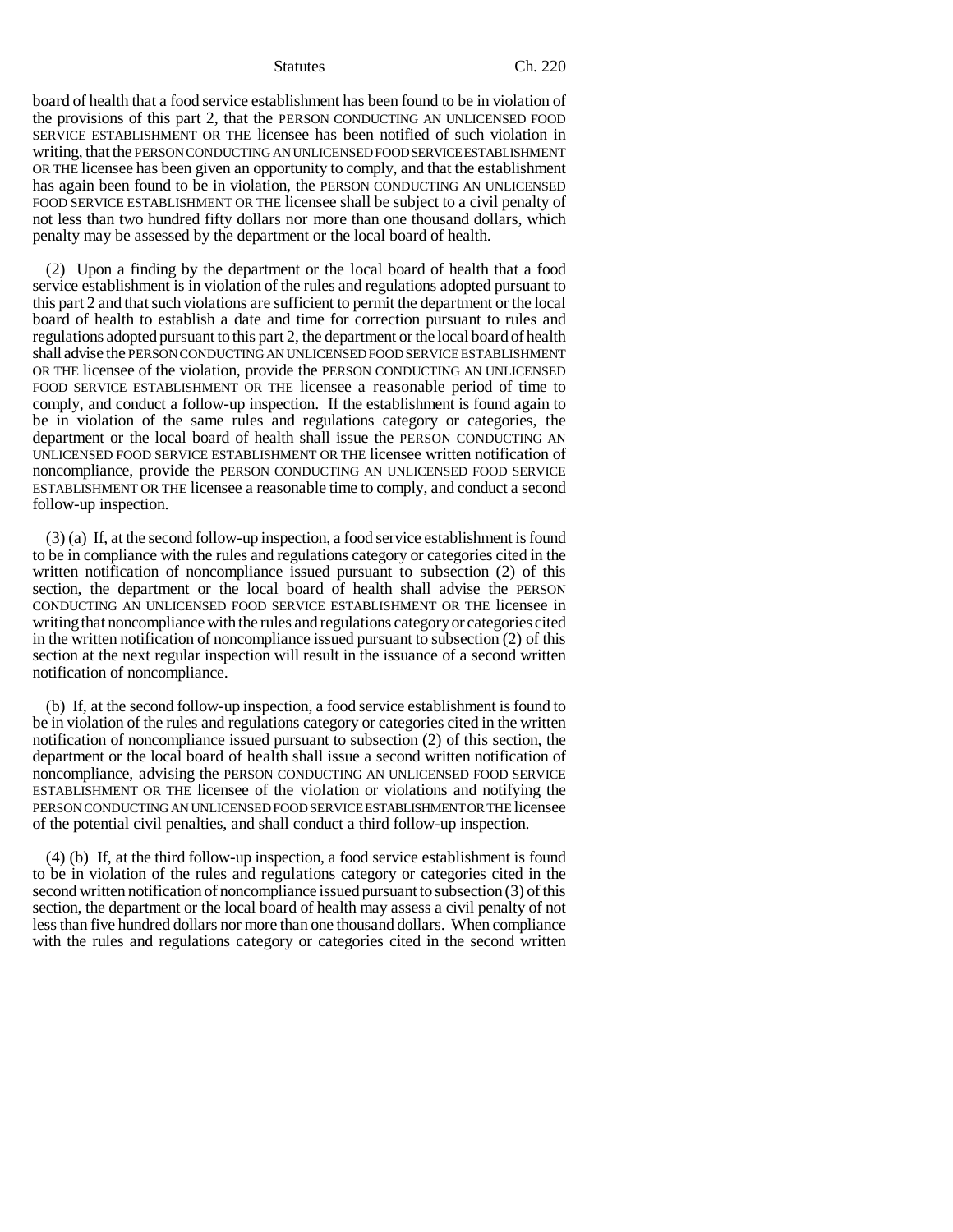board of health that a food service establishment has been found to be in violation of the provisions of this part 2, that the PERSON CONDUCTING AN UNLICENSED FOOD SERVICE ESTABLISHMENT OR THE licensee has been notified of such violation in writing, that the PERSON CONDUCTING AN UNLICENSED FOOD SERVICE ESTABLISHMENT OR THE licensee has been given an opportunity to comply, and that the establishment has again been found to be in violation, the PERSON CONDUCTING AN UNLICENSED FOOD SERVICE ESTABLISHMENT OR THE licensee shall be subject to a civil penalty of not less than two hundred fifty dollars nor more than one thousand dollars, which penalty may be assessed by the department or the local board of health.

(2) Upon a finding by the department or the local board of health that a food service establishment is in violation of the rules and regulations adopted pursuant to this part 2 and that such violations are sufficient to permit the department or the local board of health to establish a date and time for correction pursuant to rules and regulations adopted pursuant to this part 2, the department or the local board of health shall advise the PERSON CONDUCTING AN UNLICENSED FOOD SERVICE ESTABLISHMENT OR THE licensee of the violation, provide the PERSON CONDUCTING AN UNLICENSED FOOD SERVICE ESTABLISHMENT OR THE licensee a reasonable period of time to comply, and conduct a follow-up inspection. If the establishment is found again to be in violation of the same rules and regulations category or categories, the department or the local board of health shall issue the PERSON CONDUCTING AN UNLICENSED FOOD SERVICE ESTABLISHMENT OR THE licensee written notification of noncompliance, provide the PERSON CONDUCTING AN UNLICENSED FOOD SERVICE ESTABLISHMENT OR THE licensee a reasonable time to comply, and conduct a second follow-up inspection.

(3) (a) If, at the second follow-up inspection, a food service establishment is found to be in compliance with the rules and regulations category or categories cited in the written notification of noncompliance issued pursuant to subsection (2) of this section, the department or the local board of health shall advise the PERSON CONDUCTING AN UNLICENSED FOOD SERVICE ESTABLISHMENT OR THE licensee in writing that noncompliance with the rules and regulations category or categories cited in the written notification of noncompliance issued pursuant to subsection (2) of this section at the next regular inspection will result in the issuance of a second written notification of noncompliance.

(b) If, at the second follow-up inspection, a food service establishment is found to be in violation of the rules and regulations category or categories cited in the written notification of noncompliance issued pursuant to subsection (2) of this section, the department or the local board of health shall issue a second written notification of noncompliance, advising the PERSON CONDUCTING AN UNLICENSED FOOD SERVICE ESTABLISHMENT OR THE licensee of the violation or violations and notifying the PERSON CONDUCTING AN UNLICENSED FOOD SERVICE ESTABLISHMENT OR THE licensee of the potential civil penalties, and shall conduct a third follow-up inspection.

(4) (b) If, at the third follow-up inspection, a food service establishment is found to be in violation of the rules and regulations category or categories cited in the second written notification of noncompliance issued pursuant to subsection (3) of this section, the department or the local board of health may assess a civil penalty of not less than five hundred dollars nor more than one thousand dollars. When compliance with the rules and regulations category or categories cited in the second written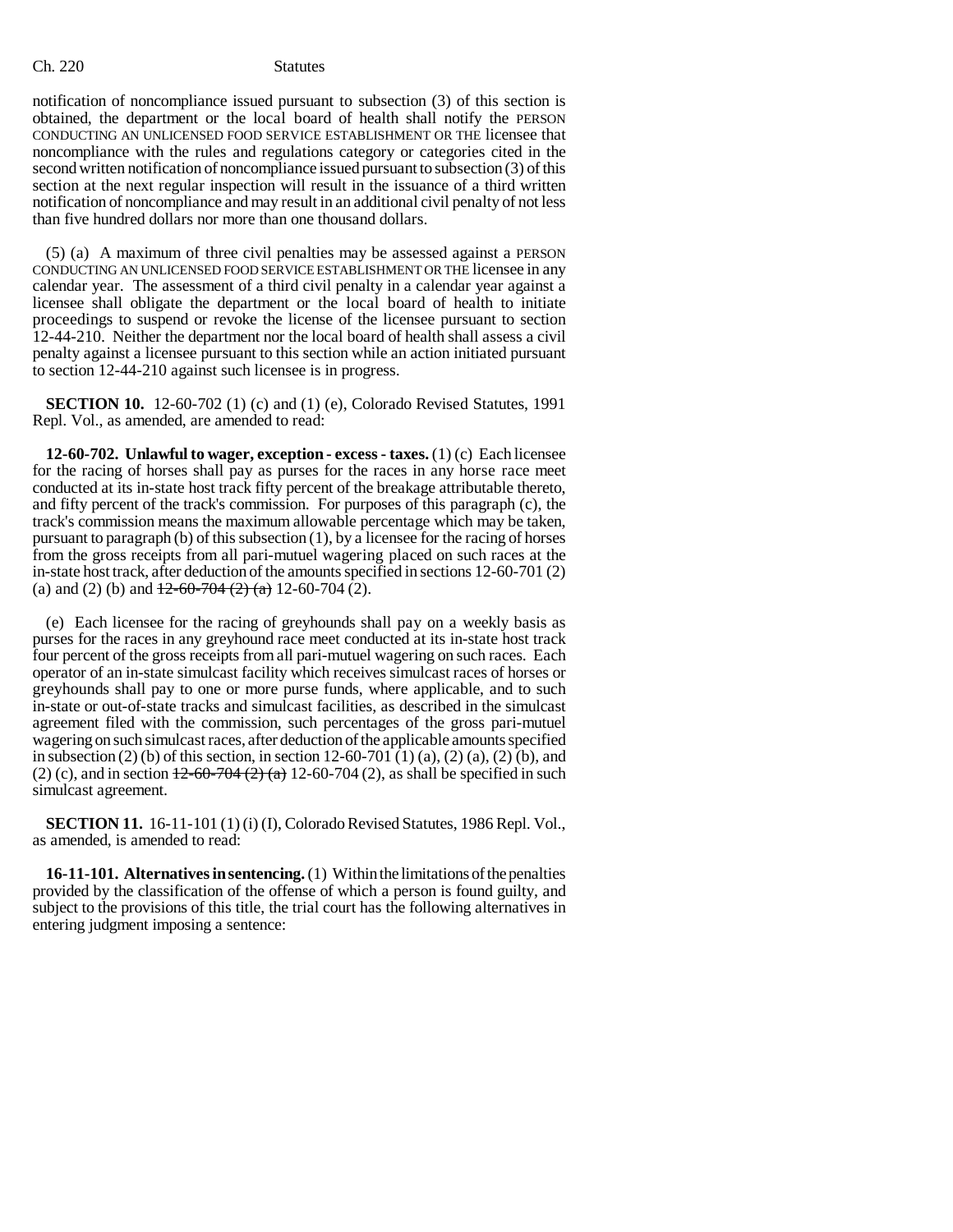notification of noncompliance issued pursuant to subsection (3) of this section is obtained, the department or the local board of health shall notify the PERSON CONDUCTING AN UNLICENSED FOOD SERVICE ESTABLISHMENT OR THE licensee that noncompliance with the rules and regulations category or categories cited in the second written notification of noncompliance issued pursuant to subsection (3) of this section at the next regular inspection will result in the issuance of a third written notification of noncompliance and may result in an additional civil penalty of not less than five hundred dollars nor more than one thousand dollars.

(5) (a) A maximum of three civil penalties may be assessed against a PERSON CONDUCTING AN UNLICENSED FOOD SERVICE ESTABLISHMENT OR THE licensee in any calendar year. The assessment of a third civil penalty in a calendar year against a licensee shall obligate the department or the local board of health to initiate proceedings to suspend or revoke the license of the licensee pursuant to section 12-44-210. Neither the department nor the local board of health shall assess a civil penalty against a licensee pursuant to this section while an action initiated pursuant to section 12-44-210 against such licensee is in progress.

**SECTION 10.** 12-60-702 (1) (c) and (1) (e), Colorado Revised Statutes, 1991 Repl. Vol., as amended, are amended to read:

**12-60-702. Unlawful to wager, exception - excess - taxes.** (1) (c) Each licensee for the racing of horses shall pay as purses for the races in any horse race meet conducted at its in-state host track fifty percent of the breakage attributable thereto, and fifty percent of the track's commission. For purposes of this paragraph (c), the track's commission means the maximum allowable percentage which may be taken, pursuant to paragraph (b) of this subsection (1), by a licensee for the racing of horses from the gross receipts from all pari-mutuel wagering placed on such races at the in-state host track, after deduction of the amounts specified in sections 12-60-701 (2) (a) and (2) (b) and ~~12-60-704 (2) (a)~~ 12-60-704 (2).

(e) Each licensee for the racing of greyhounds shall pay on a weekly basis as purses for the races in any greyhound race meet conducted at its in-state host track four percent of the gross receipts from all pari-mutuel wagering on such races. Each operator of an in-state simulcast facility which receives simulcast races of horses or greyhounds shall pay to one or more purse funds, where applicable, and to such in-state or out-of-state tracks and simulcast facilities, as described in the simulcast agreement filed with the commission, such percentages of the gross pari-mutuel wagering on such simulcast races, after deduction of the applicable amounts specified in subsection (2) (b) of this section, in section 12-60-701 (1) (a), (2) (a), (2) (b), and (2) (c), and in section ~~12-60-704 (2) (a)~~ 12-60-704 (2), as shall be specified in such simulcast agreement.

**SECTION 11.** 16-11-101 (1) (i) (I), Colorado Revised Statutes, 1986 Repl. Vol., as amended, is amended to read:

**16-11-101. Alternatives in sentencing.** (1) Within the limitations of the penalties provided by the classification of the offense of which a person is found guilty, and subject to the provisions of this title, the trial court has the following alternatives in entering judgment imposing a sentence: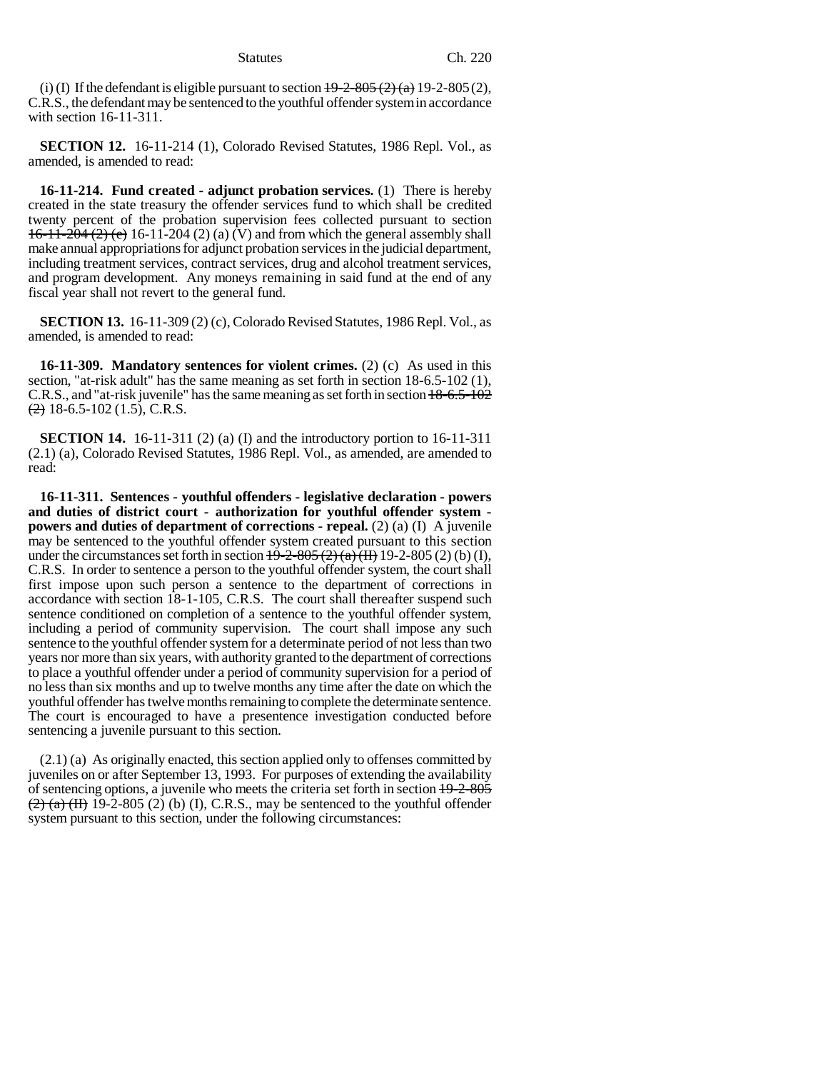(i) (I) If the defendant is eligible pursuant to section ~~19-2-805 (2) (a)~~ 19-2-805 (2), C.R.S., the defendant may be sentenced to the youthful offender system in accordance with section 16-11-311.

**SECTION 12.** 16-11-214 (1), Colorado Revised Statutes, 1986 Repl. Vol., as amended, is amended to read:

**16-11-214. Fund created - adjunct probation services.** (1) There is hereby created in the state treasury the offender services fund to which shall be credited twenty percent of the probation supervision fees collected pursuant to section ~~16-11-204 (2) (e)~~ 16-11-204 (2) (a) (V) and from which the general assembly shall make annual appropriations for adjunct probation services in the judicial department, including treatment services, contract services, drug and alcohol treatment services, and program development. Any moneys remaining in said fund at the end of any fiscal year shall not revert to the general fund.

**SECTION 13.** 16-11-309 (2) (c), Colorado Revised Statutes, 1986 Repl. Vol., as amended, is amended to read:

**16-11-309. Mandatory sentences for violent crimes.** (2) (c) As used in this section, "at-risk adult" has the same meaning as set forth in section 18-6.5-102 (1), C.R.S., and "at-risk juvenile" has the same meaning as set forth in section ~~18-6.5-102 (2)~~ 18-6.5-102 (1.5), C.R.S.

**SECTION 14.** 16-11-311 (2) (a) (I) and the introductory portion to 16-11-311 (2.1) (a), Colorado Revised Statutes, 1986 Repl. Vol., as amended, are amended to read:

**16-11-311. Sentences - youthful offenders - legislative declaration - powers and duties of district court - authorization for youthful offender system - powers and duties of department of corrections - repeal.** (2) (a) (I) A juvenile may be sentenced to the youthful offender system created pursuant to this section under the circumstances set forth in section ~~19-2-805 (2) (a) (II)~~ 19-2-805 (2) (b) (I), C.R.S. In order to sentence a person to the youthful offender system, the court shall first impose upon such person a sentence to the department of corrections in accordance with section 18-1-105, C.R.S. The court shall thereafter suspend such sentence conditioned on completion of a sentence to the youthful offender system, including a period of community supervision. The court shall impose any such sentence to the youthful offender system for a determinate period of not less than two years nor more than six years, with authority granted to the department of corrections to place a youthful offender under a period of community supervision for a period of no less than six months and up to twelve months any time after the date on which the youthful offender has twelve months remaining to complete the determinate sentence. The court is encouraged to have a presentence investigation conducted before sentencing a juvenile pursuant to this section.

(2.1) (a) As originally enacted, this section applied only to offenses committed by juveniles on or after September 13, 1993. For purposes of extending the availability of sentencing options, a juvenile who meets the criteria set forth in section ~~19-2-805 (2) (a) (II)~~ 19-2-805 (2) (b) (I), C.R.S., may be sentenced to the youthful offender system pursuant to this section, under the following circumstances: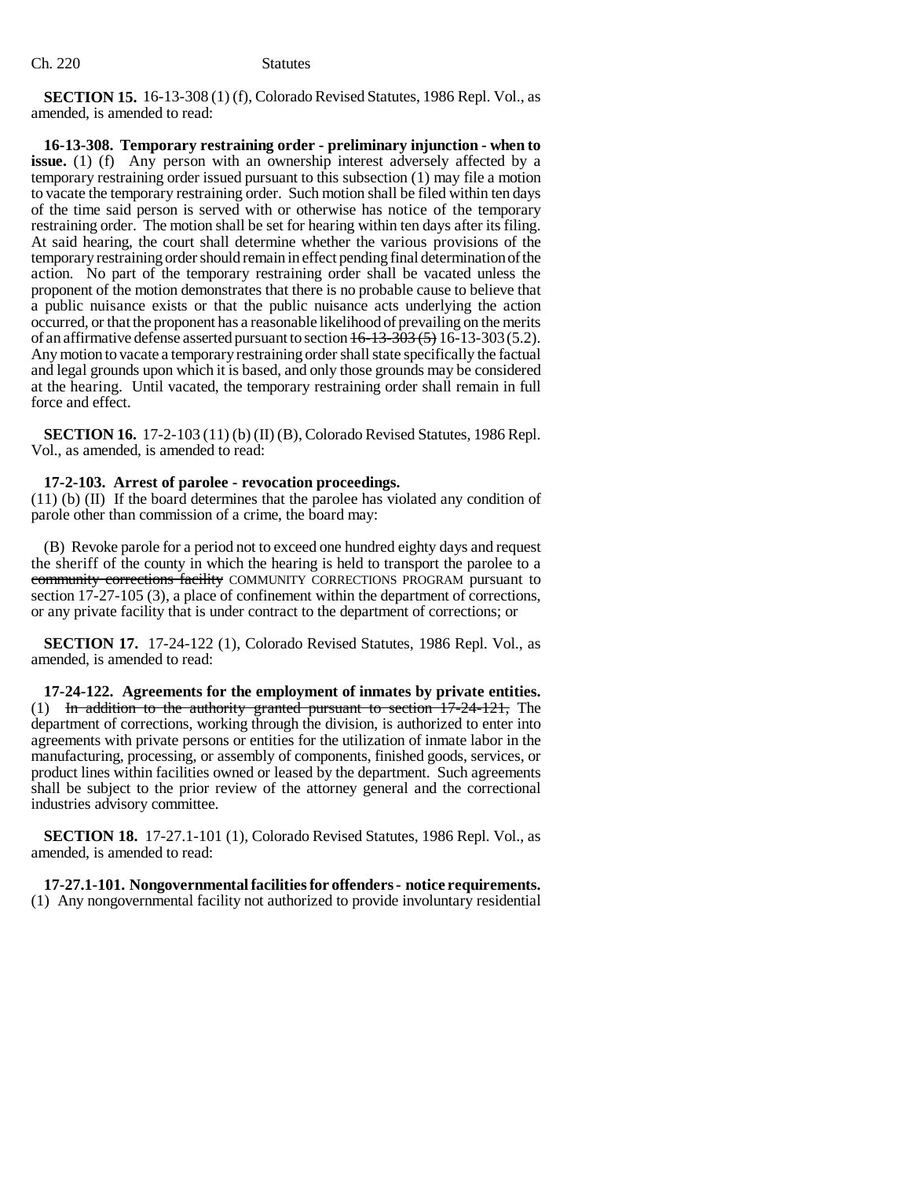**SECTION 15.** 16-13-308 (1) (f), Colorado Revised Statutes, 1986 Repl. Vol., as amended, is amended to read:

**16-13-308. Temporary restraining order - preliminary injunction - when to issue.** (1) (f) Any person with an ownership interest adversely affected by a temporary restraining order issued pursuant to this subsection (1) may file a motion to vacate the temporary restraining order. Such motion shall be filed within ten days of the time said person is served with or otherwise has notice of the temporary restraining order. The motion shall be set for hearing within ten days after its filing. At said hearing, the court shall determine whether the various provisions of the temporary restraining order should remain in effect pending final determination of the action. No part of the temporary restraining order shall be vacated unless the proponent of the motion demonstrates that there is no probable cause to believe that a public nuisance exists or that the public nuisance acts underlying the action occurred, or that the proponent has a reasonable likelihood of prevailing on the merits of an affirmative defense asserted pursuant to section ~~16-13-303 (5)~~ 16-13-303 (5.2). Any motion to vacate a temporary restraining order shall state specifically the factual and legal grounds upon which it is based, and only those grounds may be considered at the hearing. Until vacated, the temporary restraining order shall remain in full force and effect.

**SECTION 16.** 17-2-103 (11) (b) (II) (B), Colorado Revised Statutes, 1986 Repl. Vol., as amended, is amended to read:

**17-2-103. Arrest of parolee - revocation proceedings.**
(11) (b) (II) If the board determines that the parolee has violated any condition of parole other than commission of a crime, the board may:

(B) Revoke parole for a period not to exceed one hundred eighty days and request the sheriff of the county in which the hearing is held to transport the parolee to a ~~community corrections facility~~ COMMUNITY CORRECTIONS PROGRAM pursuant to section 17-27-105 (3), a place of confinement within the department of corrections, or any private facility that is under contract to the department of corrections; or

**SECTION 17.** 17-24-122 (1), Colorado Revised Statutes, 1986 Repl. Vol., as amended, is amended to read:

**17-24-122. Agreements for the employment of inmates by private entities.** (1) ~~In addition to the authority granted pursuant to section 17-24-121,~~ The department of corrections, working through the division, is authorized to enter into agreements with private persons or entities for the utilization of inmate labor in the manufacturing, processing, or assembly of components, finished goods, services, or product lines within facilities owned or leased by the department. Such agreements shall be subject to the prior review of the attorney general and the correctional industries advisory committee.

**SECTION 18.** 17-27.1-101 (1), Colorado Revised Statutes, 1986 Repl. Vol., as amended, is amended to read:

**17-27.1-101. Nongovernmental facilities for offenders - notice requirements.** (1) Any nongovernmental facility not authorized to provide involuntary residential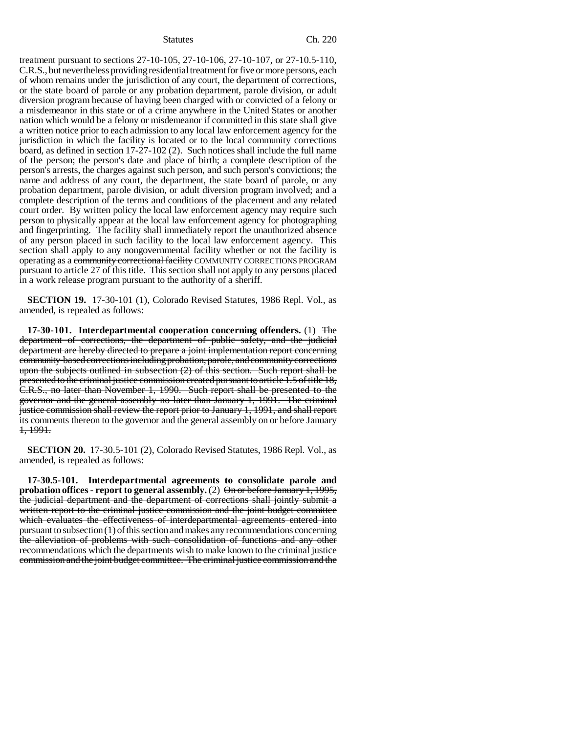treatment pursuant to sections 27-10-105, 27-10-106, 27-10-107, or 27-10.5-110, C.R.S., but nevertheless providing residential treatment for five or more persons, each of whom remains under the jurisdiction of any court, the department of corrections, or the state board of parole or any probation department, parole division, or adult diversion program because of having been charged with or convicted of a felony or a misdemeanor in this state or of a crime anywhere in the United States or another nation which would be a felony or misdemeanor if committed in this state shall give a written notice prior to each admission to any local law enforcement agency for the jurisdiction in which the facility is located or to the local community corrections board, as defined in section 17-27-102 (2). Such notices shall include the full name of the person; the person's date and place of birth; a complete description of the person's arrests, the charges against such person, and such person's convictions; the name and address of any court, the department, the state board of parole, or any probation department, parole division, or adult diversion program involved; and a complete description of the terms and conditions of the placement and any related court order. By written policy the local law enforcement agency may require such person to physically appear at the local law enforcement agency for photographing and fingerprinting. The facility shall immediately report the unauthorized absence of any person placed in such facility to the local law enforcement agency. This section shall apply to any nongovernmental facility whether or not the facility is operating as a ~~community correctional facility~~ COMMUNITY CORRECTIONS PROGRAM pursuant to article 27 of this title. This section shall not apply to any persons placed in a work release program pursuant to the authority of a sheriff.

**SECTION 19.** 17-30-101 (1), Colorado Revised Statutes, 1986 Repl. Vol., as amended, is repealed as follows:

**17-30-101. Interdepartmental cooperation concerning offenders.** (1) ~~The department of corrections, the department of public safety, and the judicial department are hereby directed to prepare a joint implementation report concerning community-based corrections including probation, parole, and community corrections upon the subjects outlined in subsection (2) of this section. Such report shall be presented to the criminal justice commission created pursuant to article 1.5 of title 18, C.R.S., no later than November 1, 1990. Such report shall be presented to the governor and the general assembly no later than January 1, 1991. The criminal justice commission shall review the report prior to January 1, 1991, and shall report its comments thereon to the governor and the general assembly on or before January 1, 1991.~~

**SECTION 20.** 17-30.5-101 (2), Colorado Revised Statutes, 1986 Repl. Vol., as amended, is repealed as follows:

**17-30.5-101. Interdepartmental agreements to consolidate parole and probation offices - report to general assembly.** (2) ~~On or before January 1, 1995, the judicial department and the department of corrections shall jointly submit a written report to the criminal justice commission and the joint budget committee which evaluates the effectiveness of interdepartmental agreements entered into pursuant to subsection (1) of this section and makes any recommendations concerning the alleviation of problems with such consolidation of functions and any other recommendations which the departments wish to make known to the criminal justice commission and the joint budget committee. The criminal justice commission and the~~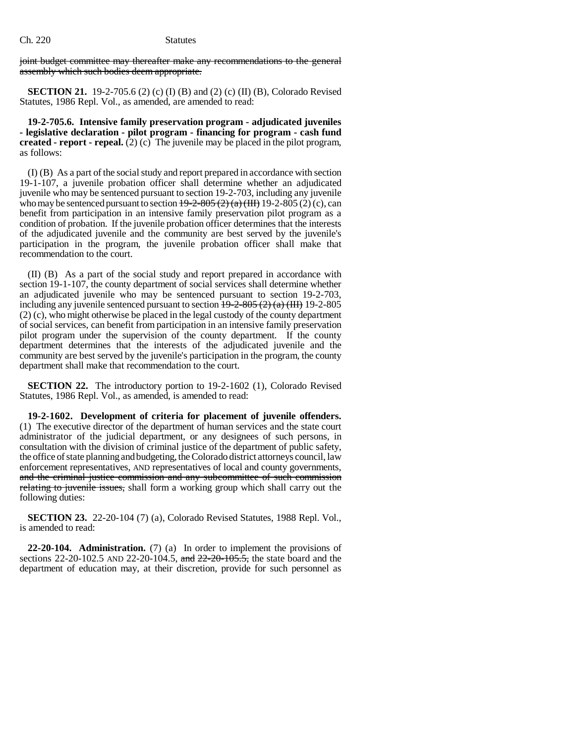~~joint budget committee may thereafter make any recommendations to the general assembly which such bodies deem appropriate.~~

**SECTION 21.** 19-2-705.6 (2) (c) (I) (B) and (2) (c) (II) (B), Colorado Revised Statutes, 1986 Repl. Vol., as amended, are amended to read:

**19-2-705.6. Intensive family preservation program - adjudicated juveniles - legislative declaration - pilot program - financing for program - cash fund created - report - repeal.** (2) (c) The juvenile may be placed in the pilot program, as follows:

(I) (B) As a part of the social study and report prepared in accordance with section 19-1-107, a juvenile probation officer shall determine whether an adjudicated juvenile who may be sentenced pursuant to section 19-2-703, including any juvenile who may be sentenced pursuant to section ~~19-2-805 (2) (a) (III)~~ 19-2-805 (2) (c), can benefit from participation in an intensive family preservation pilot program as a condition of probation. If the juvenile probation officer determines that the interests of the adjudicated juvenile and the community are best served by the juvenile's participation in the program, the juvenile probation officer shall make that recommendation to the court.

(II) (B) As a part of the social study and report prepared in accordance with section 19-1-107, the county department of social services shall determine whether an adjudicated juvenile who may be sentenced pursuant to section 19-2-703, including any juvenile sentenced pursuant to section ~~19-2-805 (2) (a) (III)~~ 19-2-805 (2) (c), who might otherwise be placed in the legal custody of the county department of social services, can benefit from participation in an intensive family preservation pilot program under the supervision of the county department. If the county department determines that the interests of the adjudicated juvenile and the community are best served by the juvenile's participation in the program, the county department shall make that recommendation to the court.

**SECTION 22.** The introductory portion to 19-2-1602 (1), Colorado Revised Statutes, 1986 Repl. Vol., as amended, is amended to read:

**19-2-1602. Development of criteria for placement of juvenile offenders.** (1) The executive director of the department of human services and the state court administrator of the judicial department, or any designees of such persons, in consultation with the division of criminal justice of the department of public safety, the office of state planning and budgeting, the Colorado district attorneys council, law enforcement representatives, AND representatives of local and county governments, ~~and the criminal justice commission and any subcommittee of such commission relating to juvenile issues,~~ shall form a working group which shall carry out the following duties:

**SECTION 23.** 22-20-104 (7) (a), Colorado Revised Statutes, 1988 Repl. Vol., is amended to read:

**22-20-104. Administration.** (7) (a) In order to implement the provisions of sections 22-20-102.5 AND 22-20-104.5, ~~and 22-20-105.5,~~ the state board and the department of education may, at their discretion, provide for such personnel as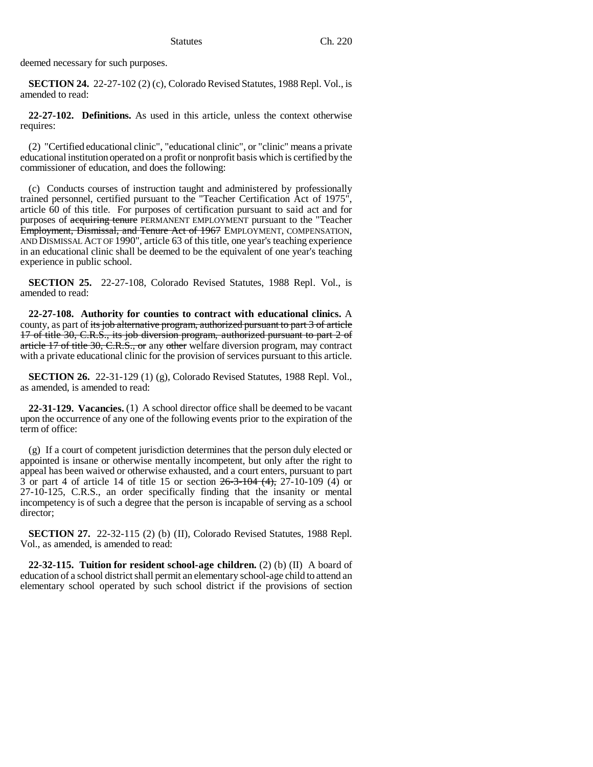deemed necessary for such purposes.

**SECTION 24.** 22-27-102 (2) (c), Colorado Revised Statutes, 1988 Repl. Vol., is amended to read:

**22-27-102. Definitions.** As used in this article, unless the context otherwise requires:

(2) "Certified educational clinic", "educational clinic", or "clinic" means a private educational institution operated on a profit or nonprofit basis which is certified by the commissioner of education, and does the following:

(c) Conducts courses of instruction taught and administered by professionally trained personnel, certified pursuant to the "Teacher Certification Act of 1975", article 60 of this title. For purposes of certification pursuant to said act and for purposes of ~~acquiring tenure~~ PERMANENT EMPLOYMENT pursuant to the "Teacher ~~Employment, Dismissal, and Tenure Act of 1967~~ EMPLOYMENT, COMPENSATION, AND DISMISSAL ACT OF 1990", article 63 of this title, one year's teaching experience in an educational clinic shall be deemed to be the equivalent of one year's teaching experience in public school.

**SECTION 25.** 22-27-108, Colorado Revised Statutes, 1988 Repl. Vol., is amended to read:

**22-27-108. Authority for counties to contract with educational clinics.** A county, as part of ~~its job alternative program, authorized pursuant to part 3 of article 17 of title 30, C.R.S., its job diversion program, authorized pursuant to part 2 of article 17 of title 30, C.R.S., or~~ any ~~other~~ welfare diversion program, may contract with a private educational clinic for the provision of services pursuant to this article.

**SECTION 26.** 22-31-129 (1) (g), Colorado Revised Statutes, 1988 Repl. Vol., as amended, is amended to read:

**22-31-129. Vacancies.** (1) A school director office shall be deemed to be vacant upon the occurrence of any one of the following events prior to the expiration of the term of office:

(g) If a court of competent jurisdiction determines that the person duly elected or appointed is insane or otherwise mentally incompetent, but only after the right to appeal has been waived or otherwise exhausted, and a court enters, pursuant to part 3 or part 4 of article 14 of title 15 or section ~~26-3-104 (4),~~ 27-10-109 (4) or 27-10-125, C.R.S., an order specifically finding that the insanity or mental incompetency is of such a degree that the person is incapable of serving as a school director;

**SECTION 27.** 22-32-115 (2) (b) (II), Colorado Revised Statutes, 1988 Repl. Vol., as amended, is amended to read:

**22-32-115. Tuition for resident school-age children.** (2) (b) (II) A board of education of a school district shall permit an elementary school-age child to attend an elementary school operated by such school district if the provisions of section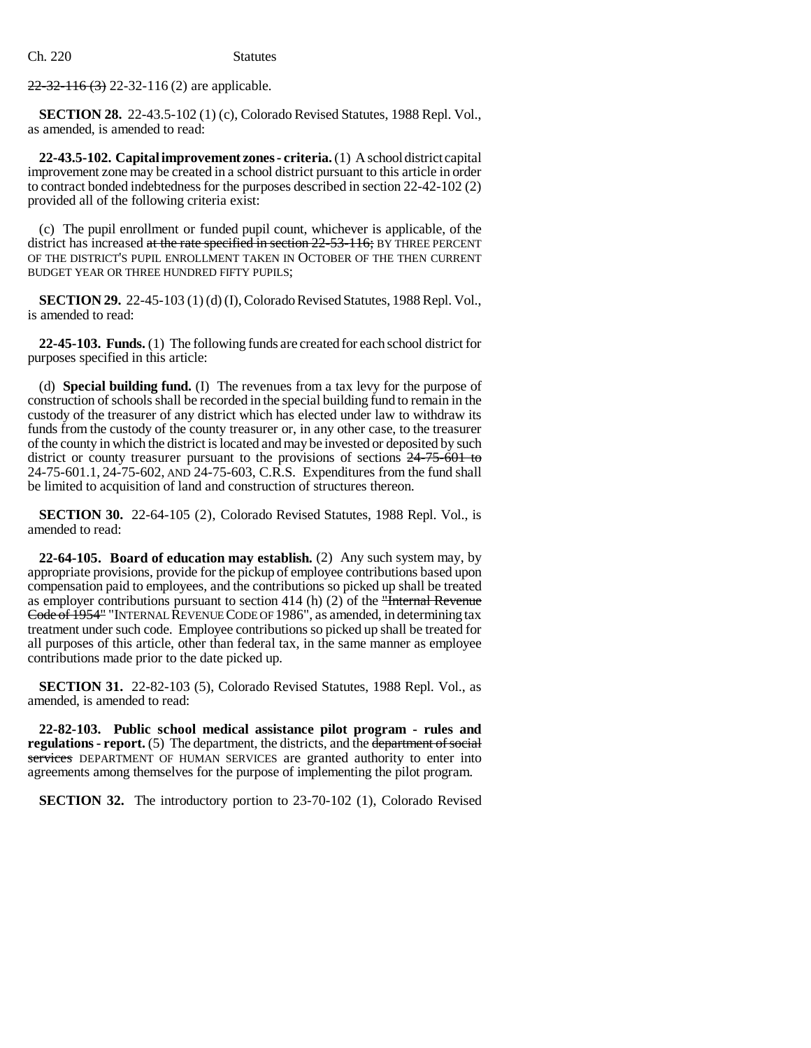22-32-116 (3) 22-32-116 (2) are applicable.

**SECTION 28.** 22-43.5-102 (1) (c), Colorado Revised Statutes, 1988 Repl. Vol., as amended, is amended to read:

**22-43.5-102. Capital improvement zones - criteria.** (1) A school district capital improvement zone may be created in a school district pursuant to this article in order to contract bonded indebtedness for the purposes described in section 22-42-102 (2) provided all of the following criteria exist:

(c) The pupil enrollment or funded pupil count, whichever is applicable, of the district has increased at the rate specified in section 22-53-116; BY THREE PERCENT OF THE DISTRICT'S PUPIL ENROLLMENT TAKEN IN OCTOBER OF THE THEN CURRENT BUDGET YEAR OR THREE HUNDRED FIFTY PUPILS;

**SECTION 29.** 22-45-103 (1) (d) (I), Colorado Revised Statutes, 1988 Repl. Vol., is amended to read:

**22-45-103. Funds.** (1) The following funds are created for each school district for purposes specified in this article:

(d) **Special building fund.** (I) The revenues from a tax levy for the purpose of construction of schools shall be recorded in the special building fund to remain in the custody of the treasurer of any district which has elected under law to withdraw its funds from the custody of the county treasurer or, in any other case, to the treasurer of the county in which the district is located and may be invested or deposited by such district or county treasurer pursuant to the provisions of sections 24-75-601 to 24-75-601.1, 24-75-602, AND 24-75-603, C.R.S. Expenditures from the fund shall be limited to acquisition of land and construction of structures thereon.

**SECTION 30.** 22-64-105 (2), Colorado Revised Statutes, 1988 Repl. Vol., is amended to read:

**22-64-105. Board of education may establish.** (2) Any such system may, by appropriate provisions, provide for the pickup of employee contributions based upon compensation paid to employees, and the contributions so picked up shall be treated as employer contributions pursuant to section 414 (h) (2) of the "Internal Revenue Code of 1954" "INTERNAL REVENUE CODE OF 1986", as amended, in determining tax treatment under such code. Employee contributions so picked up shall be treated for all purposes of this article, other than federal tax, in the same manner as employee contributions made prior to the date picked up.

**SECTION 31.** 22-82-103 (5), Colorado Revised Statutes, 1988 Repl. Vol., as amended, is amended to read:

**22-82-103. Public school medical assistance pilot program - rules and regulations - report.** (5) The department, the districts, and the department of social services DEPARTMENT OF HUMAN SERVICES are granted authority to enter into agreements among themselves for the purpose of implementing the pilot program.

**SECTION 32.** The introductory portion to 23-70-102 (1), Colorado Revised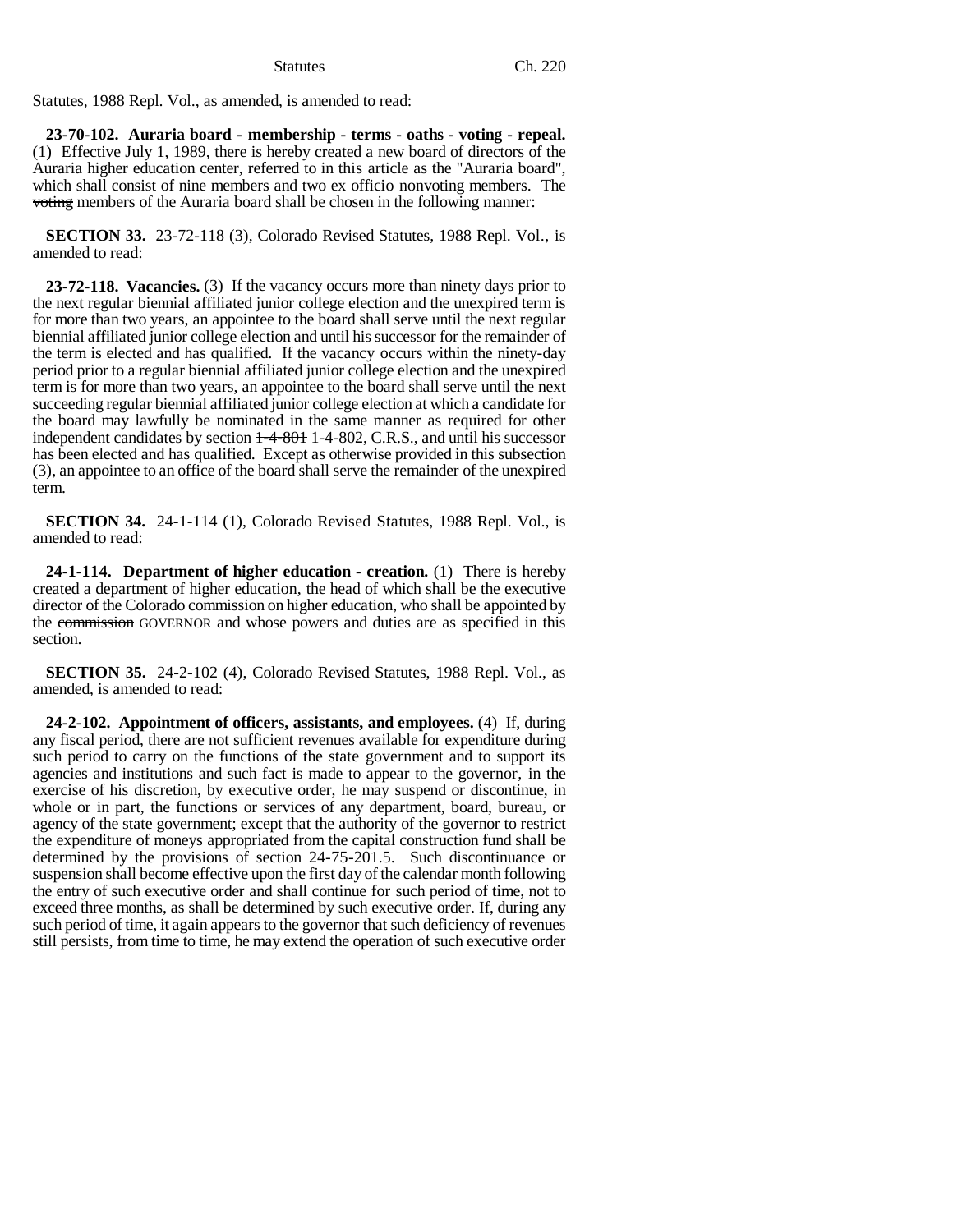Statutes, 1988 Repl. Vol., as amended, is amended to read:

**23-70-102. Auraria board - membership - terms - oaths - voting - repeal.** (1) Effective July 1, 1989, there is hereby created a new board of directors of the Auraria higher education center, referred to in this article as the "Auraria board", which shall consist of nine members and two ex officio nonvoting members. The ~~voting~~ members of the Auraria board shall be chosen in the following manner:

**SECTION 33.** 23-72-118 (3), Colorado Revised Statutes, 1988 Repl. Vol., is amended to read:

**23-72-118. Vacancies.** (3) If the vacancy occurs more than ninety days prior to the next regular biennial affiliated junior college election and the unexpired term is for more than two years, an appointee to the board shall serve until the next regular biennial affiliated junior college election and until his successor for the remainder of the term is elected and has qualified. If the vacancy occurs within the ninety-day period prior to a regular biennial affiliated junior college election and the unexpired term is for more than two years, an appointee to the board shall serve until the next succeeding regular biennial affiliated junior college election at which a candidate for the board may lawfully be nominated in the same manner as required for other independent candidates by section ~~1-4-801~~ 1-4-802, C.R.S., and until his successor has been elected and has qualified. Except as otherwise provided in this subsection (3), an appointee to an office of the board shall serve the remainder of the unexpired term.

**SECTION 34.** 24-1-114 (1), Colorado Revised Statutes, 1988 Repl. Vol., is amended to read:

**24-1-114. Department of higher education - creation.** (1) There is hereby created a department of higher education, the head of which shall be the executive director of the Colorado commission on higher education, who shall be appointed by the ~~commission~~ GOVERNOR and whose powers and duties are as specified in this section.

**SECTION 35.** 24-2-102 (4), Colorado Revised Statutes, 1988 Repl. Vol., as amended, is amended to read:

**24-2-102. Appointment of officers, assistants, and employees.** (4) If, during any fiscal period, there are not sufficient revenues available for expenditure during such period to carry on the functions of the state government and to support its agencies and institutions and such fact is made to appear to the governor, in the exercise of his discretion, by executive order, he may suspend or discontinue, in whole or in part, the functions or services of any department, board, bureau, or agency of the state government; except that the authority of the governor to restrict the expenditure of moneys appropriated from the capital construction fund shall be determined by the provisions of section 24-75-201.5. Such discontinuance or suspension shall become effective upon the first day of the calendar month following the entry of such executive order and shall continue for such period of time, not to exceed three months, as shall be determined by such executive order. If, during any such period of time, it again appears to the governor that such deficiency of revenues still persists, from time to time, he may extend the operation of such executive order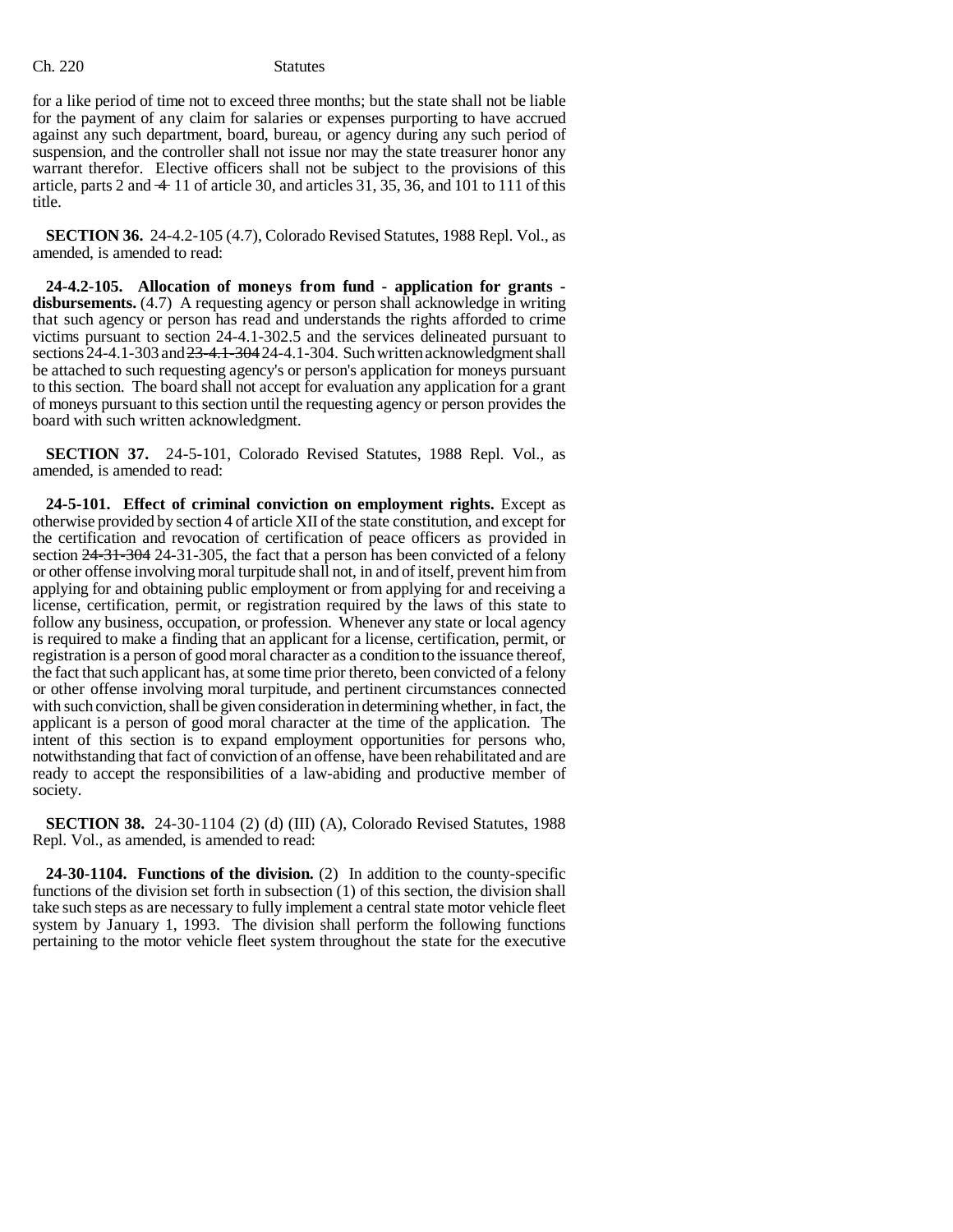for a like period of time not to exceed three months; but the state shall not be liable for the payment of any claim for salaries or expenses purporting to have accrued against any such department, board, bureau, or agency during any such period of suspension, and the controller shall not issue nor may the state treasurer honor any warrant therefor. Elective officers shall not be subject to the provisions of this article, parts 2 and ~~4~~ 11 of article 30, and articles 31, 35, 36, and 101 to 111 of this title.

**SECTION 36.** 24-4.2-105 (4.7), Colorado Revised Statutes, 1988 Repl. Vol., as amended, is amended to read:

**24-4.2-105. Allocation of moneys from fund - application for grants - disbursements.** (4.7) A requesting agency or person shall acknowledge in writing that such agency or person has read and understands the rights afforded to crime victims pursuant to section 24-4.1-302.5 and the services delineated pursuant to sections 24-4.1-303 and ~~23-4.1-304~~ 24-4.1-304. Such written acknowledgment shall be attached to such requesting agency's or person's application for moneys pursuant to this section. The board shall not accept for evaluation any application for a grant of moneys pursuant to this section until the requesting agency or person provides the board with such written acknowledgment.

**SECTION 37.** 24-5-101, Colorado Revised Statutes, 1988 Repl. Vol., as amended, is amended to read:

**24-5-101. Effect of criminal conviction on employment rights.** Except as otherwise provided by section 4 of article XII of the state constitution, and except for the certification and revocation of certification of peace officers as provided in section ~~24-31-304~~ 24-31-305, the fact that a person has been convicted of a felony or other offense involving moral turpitude shall not, in and of itself, prevent him from applying for and obtaining public employment or from applying for and receiving a license, certification, permit, or registration required by the laws of this state to follow any business, occupation, or profession. Whenever any state or local agency is required to make a finding that an applicant for a license, certification, permit, or registration is a person of good moral character as a condition to the issuance thereof, the fact that such applicant has, at some time prior thereto, been convicted of a felony or other offense involving moral turpitude, and pertinent circumstances connected with such conviction, shall be given consideration in determining whether, in fact, the applicant is a person of good moral character at the time of the application. The intent of this section is to expand employment opportunities for persons who, notwithstanding that fact of conviction of an offense, have been rehabilitated and are ready to accept the responsibilities of a law-abiding and productive member of society.

**SECTION 38.** 24-30-1104 (2) (d) (III) (A), Colorado Revised Statutes, 1988 Repl. Vol., as amended, is amended to read:

**24-30-1104. Functions of the division.** (2) In addition to the county-specific functions of the division set forth in subsection (1) of this section, the division shall take such steps as are necessary to fully implement a central state motor vehicle fleet system by January 1, 1993. The division shall perform the following functions pertaining to the motor vehicle fleet system throughout the state for the executive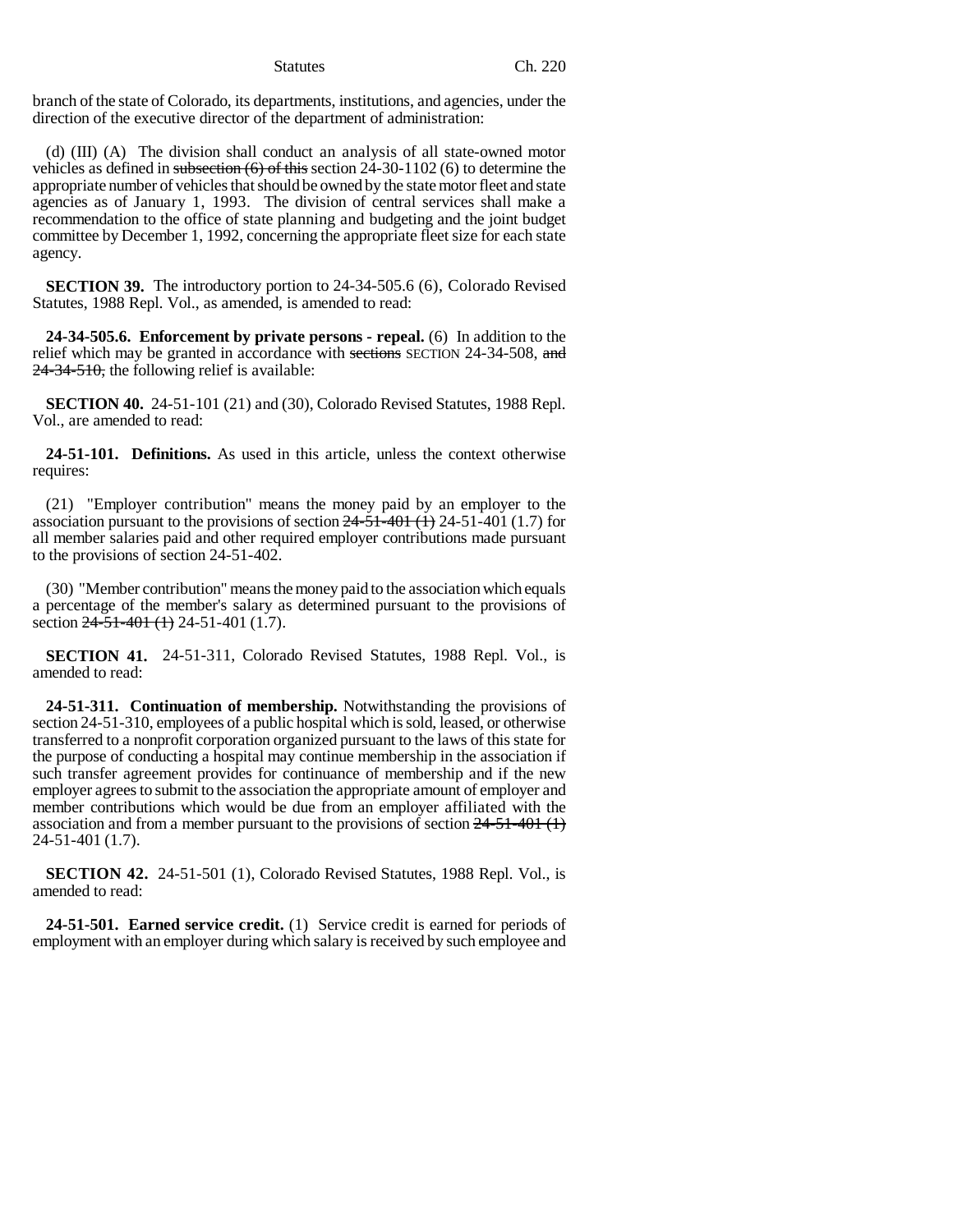branch of the state of Colorado, its departments, institutions, and agencies, under the direction of the executive director of the department of administration:

(d) (III) (A) The division shall conduct an analysis of all state-owned motor vehicles as defined in ~~subsection (6) of this~~ section 24-30-1102 (6) to determine the appropriate number of vehicles that should be owned by the state motor fleet and state agencies as of January 1, 1993. The division of central services shall make a recommendation to the office of state planning and budgeting and the joint budget committee by December 1, 1992, concerning the appropriate fleet size for each state agency.

**SECTION 39.** The introductory portion to 24-34-505.6 (6), Colorado Revised Statutes, 1988 Repl. Vol., as amended, is amended to read:

**24-34-505.6. Enforcement by private persons - repeal.** (6) In addition to the relief which may be granted in accordance with ~~sections~~ SECTION 24-34-508, ~~and 24-34-510,~~ the following relief is available:

**SECTION 40.** 24-51-101 (21) and (30), Colorado Revised Statutes, 1988 Repl. Vol., are amended to read:

**24-51-101. Definitions.** As used in this article, unless the context otherwise requires:

(21) "Employer contribution" means the money paid by an employer to the association pursuant to the provisions of section ~~24-51-401 (1)~~ 24-51-401 (1.7) for all member salaries paid and other required employer contributions made pursuant to the provisions of section 24-51-402.

(30) "Member contribution" means the money paid to the association which equals a percentage of the member's salary as determined pursuant to the provisions of section ~~24-51-401 (1)~~ 24-51-401 (1.7).

**SECTION 41.** 24-51-311, Colorado Revised Statutes, 1988 Repl. Vol., is amended to read:

**24-51-311. Continuation of membership.** Notwithstanding the provisions of section 24-51-310, employees of a public hospital which is sold, leased, or otherwise transferred to a nonprofit corporation organized pursuant to the laws of this state for the purpose of conducting a hospital may continue membership in the association if such transfer agreement provides for continuance of membership and if the new employer agrees to submit to the association the appropriate amount of employer and member contributions which would be due from an employer affiliated with the association and from a member pursuant to the provisions of section ~~24-51-401 (1)~~ 24-51-401 (1.7).

**SECTION 42.** 24-51-501 (1), Colorado Revised Statutes, 1988 Repl. Vol., is amended to read:

**24-51-501. Earned service credit.** (1) Service credit is earned for periods of employment with an employer during which salary is received by such employee and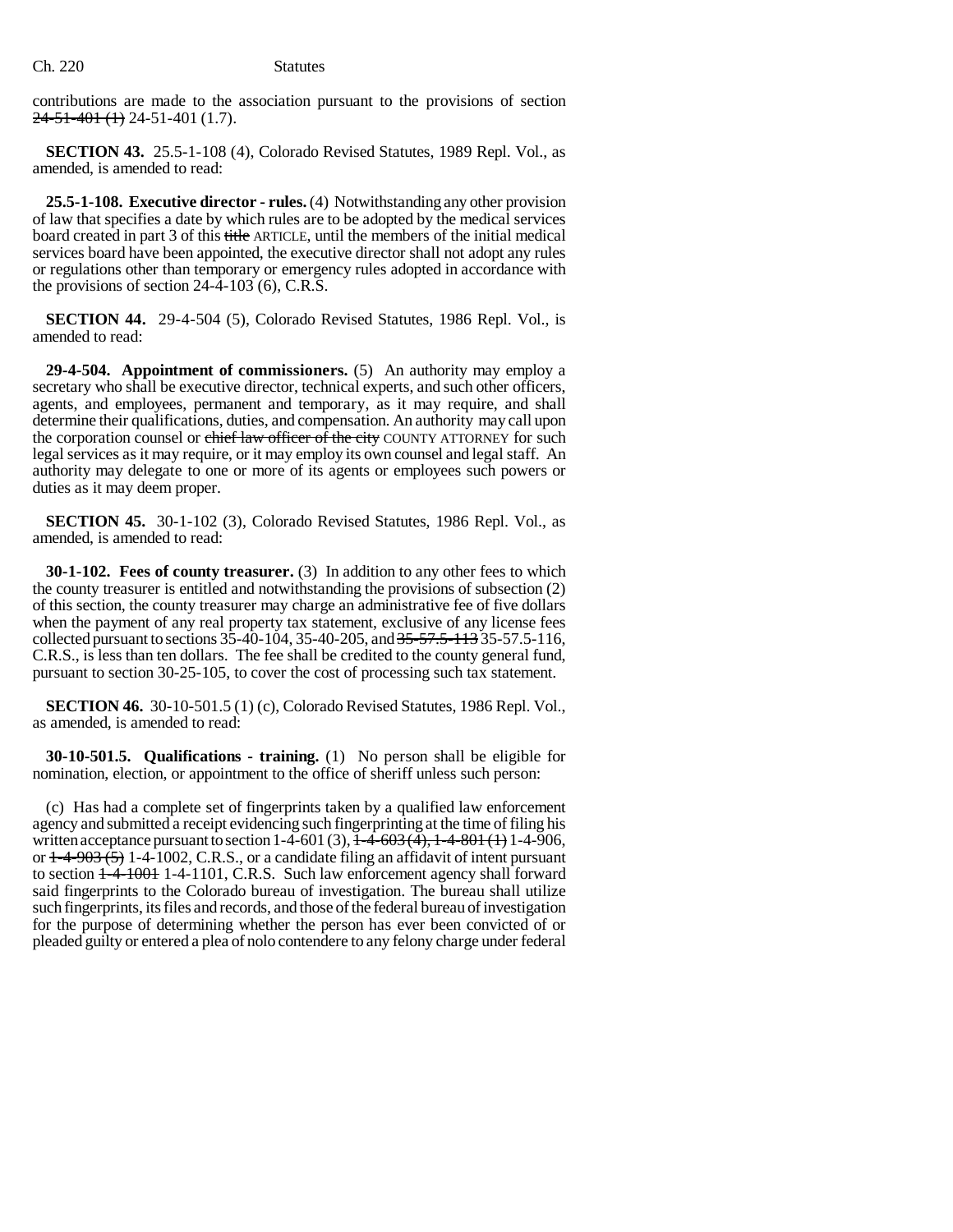contributions are made to the association pursuant to the provisions of section ~~24-51-401 (1)~~ 24-51-401 (1.7).

**SECTION 43.** 25.5-1-108 (4), Colorado Revised Statutes, 1989 Repl. Vol., as amended, is amended to read:

**25.5-1-108. Executive director - rules.** (4) Notwithstanding any other provision of law that specifies a date by which rules are to be adopted by the medical services board created in part 3 of this ~~title~~ ARTICLE, until the members of the initial medical services board have been appointed, the executive director shall not adopt any rules or regulations other than temporary or emergency rules adopted in accordance with the provisions of section 24-4-103 (6), C.R.S.

**SECTION 44.** 29-4-504 (5), Colorado Revised Statutes, 1986 Repl. Vol., is amended to read:

**29-4-504. Appointment of commissioners.** (5) An authority may employ a secretary who shall be executive director, technical experts, and such other officers, agents, and employees, permanent and temporary, as it may require, and shall determine their qualifications, duties, and compensation. An authority may call upon the corporation counsel or ~~chief law officer of the city~~ COUNTY ATTORNEY for such legal services as it may require, or it may employ its own counsel and legal staff. An authority may delegate to one or more of its agents or employees such powers or duties as it may deem proper.

**SECTION 45.** 30-1-102 (3), Colorado Revised Statutes, 1986 Repl. Vol., as amended, is amended to read:

**30-1-102. Fees of county treasurer.** (3) In addition to any other fees to which the county treasurer is entitled and notwithstanding the provisions of subsection (2) of this section, the county treasurer may charge an administrative fee of five dollars when the payment of any real property tax statement, exclusive of any license fees collected pursuant to sections 35-40-104, 35-40-205, and ~~35-57.5-113~~ 35-57.5-116, C.R.S., is less than ten dollars. The fee shall be credited to the county general fund, pursuant to section 30-25-105, to cover the cost of processing such tax statement.

**SECTION 46.** 30-10-501.5 (1) (c), Colorado Revised Statutes, 1986 Repl. Vol., as amended, is amended to read:

**30-10-501.5. Qualifications - training.** (1) No person shall be eligible for nomination, election, or appointment to the office of sheriff unless such person:

(c) Has had a complete set of fingerprints taken by a qualified law enforcement agency and submitted a receipt evidencing such fingerprinting at the time of filing his written acceptance pursuant to section 1-4-601 (3), ~~1-4-603 (4), 1-4-801 (1)~~ 1-4-906, or ~~1-4-903 (5)~~ 1-4-1002, C.R.S., or a candidate filing an affidavit of intent pursuant to section ~~1-4-1001~~ 1-4-1101, C.R.S. Such law enforcement agency shall forward said fingerprints to the Colorado bureau of investigation. The bureau shall utilize such fingerprints, its files and records, and those of the federal bureau of investigation for the purpose of determining whether the person has ever been convicted of or pleaded guilty or entered a plea of nolo contendere to any felony charge under federal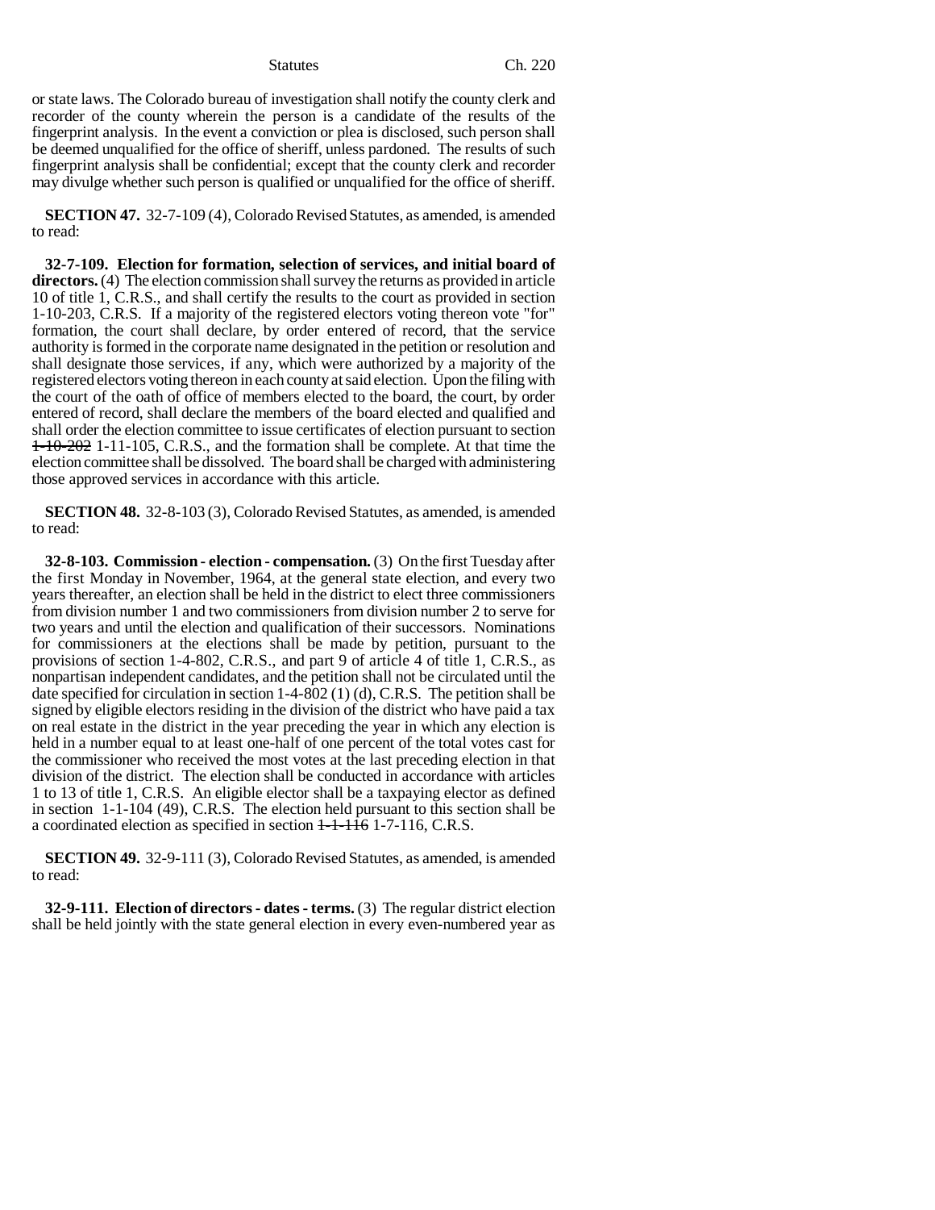or state laws. The Colorado bureau of investigation shall notify the county clerk and recorder of the county wherein the person is a candidate of the results of the fingerprint analysis. In the event a conviction or plea is disclosed, such person shall be deemed unqualified for the office of sheriff, unless pardoned. The results of such fingerprint analysis shall be confidential; except that the county clerk and recorder may divulge whether such person is qualified or unqualified for the office of sheriff.

**SECTION 47.** 32-7-109 (4), Colorado Revised Statutes, as amended, is amended to read:

**32-7-109. Election for formation, selection of services, and initial board of directors.** (4) The election commission shall survey the returns as provided in article 10 of title 1, C.R.S., and shall certify the results to the court as provided in section 1-10-203, C.R.S. If a majority of the registered electors voting thereon vote "for" formation, the court shall declare, by order entered of record, that the service authority is formed in the corporate name designated in the petition or resolution and shall designate those services, if any, which were authorized by a majority of the registered electors voting thereon in each county at said election. Upon the filing with the court of the oath of office of members elected to the board, the court, by order entered of record, shall declare the members of the board elected and qualified and shall order the election committee to issue certificates of election pursuant to section ~~1-10-202~~ 1-11-105, C.R.S., and the formation shall be complete. At that time the election committee shall be dissolved. The board shall be charged with administering those approved services in accordance with this article.

**SECTION 48.** 32-8-103 (3), Colorado Revised Statutes, as amended, is amended to read:

**32-8-103. Commission - election - compensation.** (3) On the first Tuesday after the first Monday in November, 1964, at the general state election, and every two years thereafter, an election shall be held in the district to elect three commissioners from division number 1 and two commissioners from division number 2 to serve for two years and until the election and qualification of their successors. Nominations for commissioners at the elections shall be made by petition, pursuant to the provisions of section 1-4-802, C.R.S., and part 9 of article 4 of title 1, C.R.S., as nonpartisan independent candidates, and the petition shall not be circulated until the date specified for circulation in section 1-4-802 (1) (d), C.R.S. The petition shall be signed by eligible electors residing in the division of the district who have paid a tax on real estate in the district in the year preceding the year in which any election is held in a number equal to at least one-half of one percent of the total votes cast for the commissioner who received the most votes at the last preceding election in that division of the district. The election shall be conducted in accordance with articles 1 to 13 of title 1, C.R.S. An eligible elector shall be a taxpaying elector as defined in section 1-1-104 (49), C.R.S. The election held pursuant to this section shall be a coordinated election as specified in section ~~1-1-116~~ 1-7-116, C.R.S.

**SECTION 49.** 32-9-111 (3), Colorado Revised Statutes, as amended, is amended to read:

**32-9-111. Election of directors - dates - terms.** (3) The regular district election shall be held jointly with the state general election in every even-numbered year as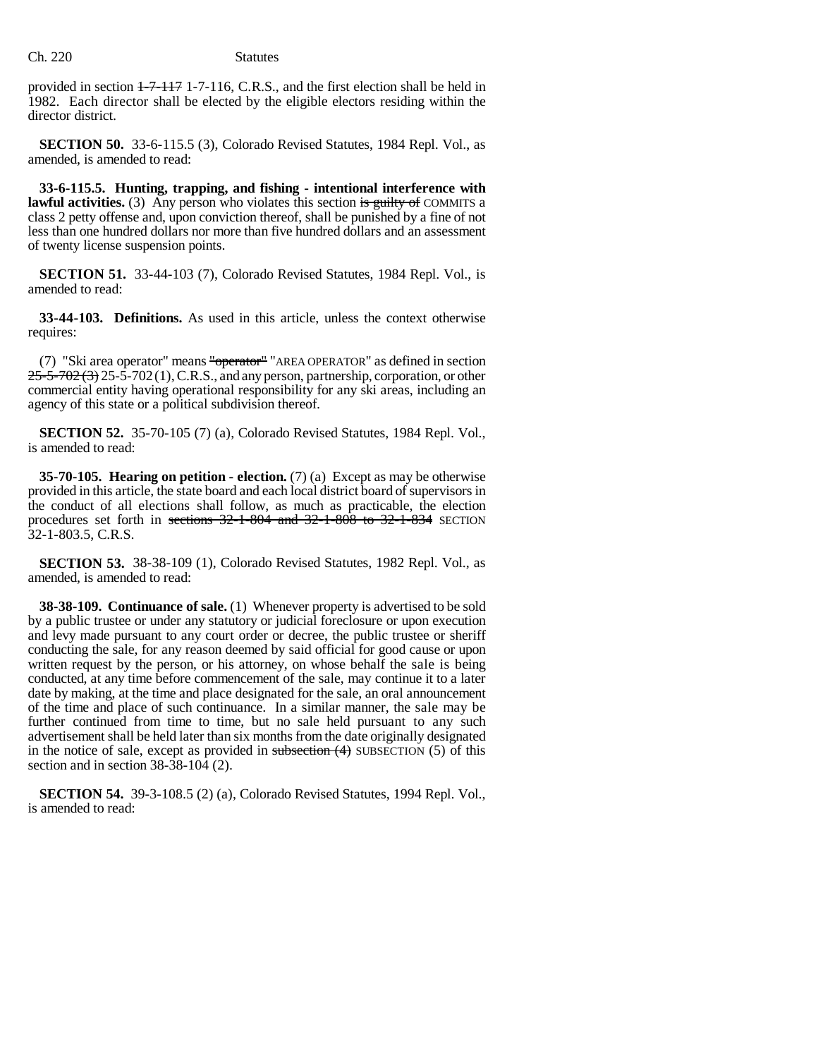provided in section ~~1-7-117~~ 1-7-116, C.R.S., and the first election shall be held in 1982. Each director shall be elected by the eligible electors residing within the director district.

**SECTION 50.** 33-6-115.5 (3), Colorado Revised Statutes, 1984 Repl. Vol., as amended, is amended to read:

**33-6-115.5. Hunting, trapping, and fishing - intentional interference with lawful activities.** (3) Any person who violates this section ~~is guilty of~~ COMMITS a class 2 petty offense and, upon conviction thereof, shall be punished by a fine of not less than one hundred dollars nor more than five hundred dollars and an assessment of twenty license suspension points.

**SECTION 51.** 33-44-103 (7), Colorado Revised Statutes, 1984 Repl. Vol., is amended to read:

**33-44-103. Definitions.** As used in this article, unless the context otherwise requires:

(7) "Ski area operator" means ~~"operator"~~ "AREA OPERATOR" as defined in section ~~25-5-702 (3)~~ 25-5-702 (1), C.R.S., and any person, partnership, corporation, or other commercial entity having operational responsibility for any ski areas, including an agency of this state or a political subdivision thereof.

**SECTION 52.** 35-70-105 (7) (a), Colorado Revised Statutes, 1984 Repl. Vol., is amended to read:

**35-70-105. Hearing on petition - election.** (7) (a) Except as may be otherwise provided in this article, the state board and each local district board of supervisors in the conduct of all elections shall follow, as much as practicable, the election procedures set forth in ~~sections 32-1-804 and 32-1-808 to 32-1-834~~ SECTION 32-1-803.5, C.R.S.

**SECTION 53.** 38-38-109 (1), Colorado Revised Statutes, 1982 Repl. Vol., as amended, is amended to read:

**38-38-109. Continuance of sale.** (1) Whenever property is advertised to be sold by a public trustee or under any statutory or judicial foreclosure or upon execution and levy made pursuant to any court order or decree, the public trustee or sheriff conducting the sale, for any reason deemed by said official for good cause or upon written request by the person, or his attorney, on whose behalf the sale is being conducted, at any time before commencement of the sale, may continue it to a later date by making, at the time and place designated for the sale, an oral announcement of the time and place of such continuance. In a similar manner, the sale may be further continued from time to time, but no sale held pursuant to any such advertisement shall be held later than six months from the date originally designated in the notice of sale, except as provided in ~~subsection (4)~~ SUBSECTION (5) of this section and in section 38-38-104 (2).

**SECTION 54.** 39-3-108.5 (2) (a), Colorado Revised Statutes, 1994 Repl. Vol., is amended to read: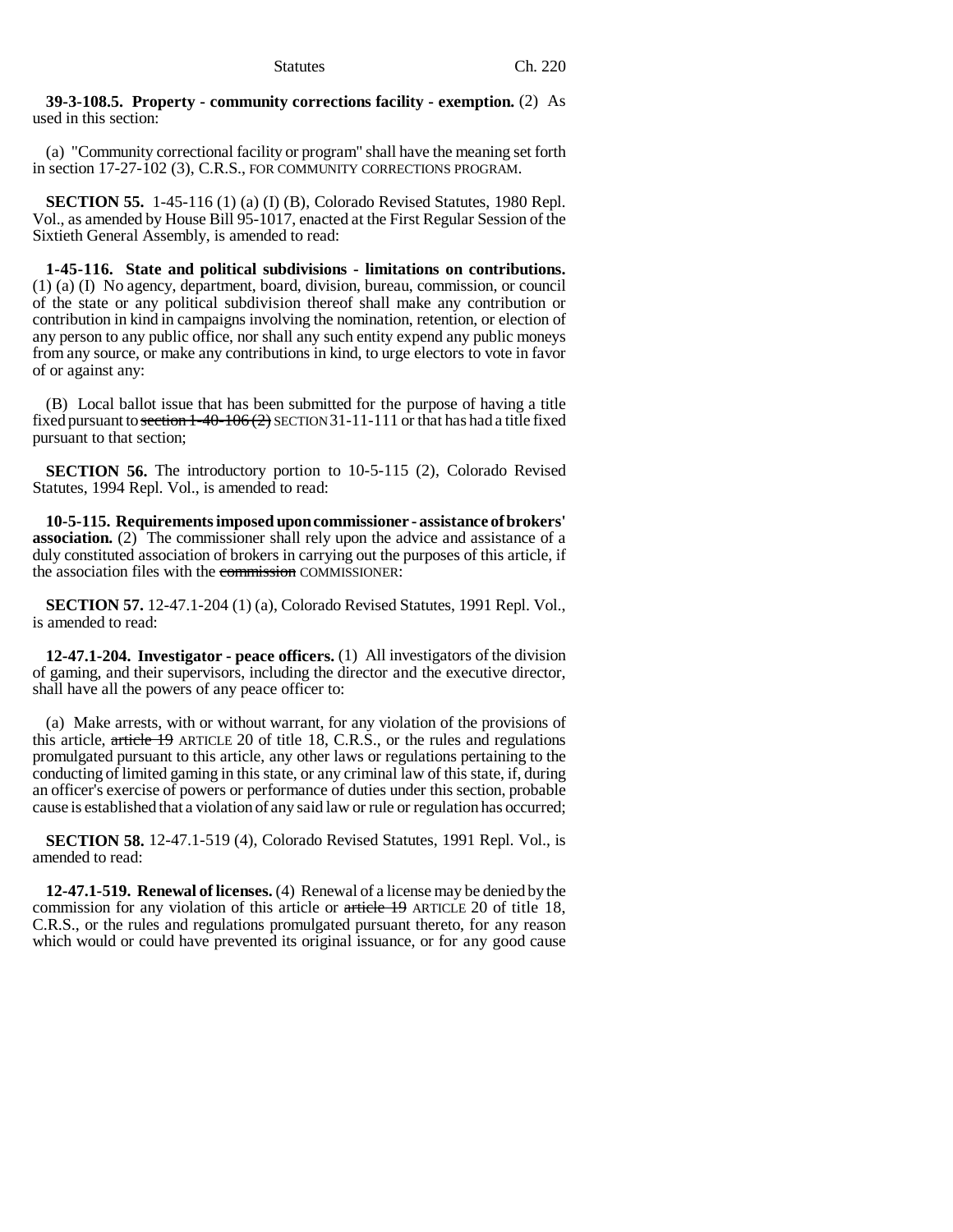**39-3-108.5. Property - community corrections facility - exemption.** (2) As used in this section:

(a) "Community correctional facility or program" shall have the meaning set forth in section 17-27-102 (3), C.R.S., FOR COMMUNITY CORRECTIONS PROGRAM.

**SECTION 55.** 1-45-116 (1) (a) (I) (B), Colorado Revised Statutes, 1980 Repl. Vol., as amended by House Bill 95-1017, enacted at the First Regular Session of the Sixtieth General Assembly, is amended to read:

**1-45-116. State and political subdivisions - limitations on contributions.** (1) (a) (I) No agency, department, board, division, bureau, commission, or council of the state or any political subdivision thereof shall make any contribution or contribution in kind in campaigns involving the nomination, retention, or election of any person to any public office, nor shall any such entity expend any public moneys from any source, or make any contributions in kind, to urge electors to vote in favor of or against any:

(B) Local ballot issue that has been submitted for the purpose of having a title fixed pursuant to ~~section 1-40-106 (2)~~ SECTION 31-11-111 or that has had a title fixed pursuant to that section;

**SECTION 56.** The introductory portion to 10-5-115 (2), Colorado Revised Statutes, 1994 Repl. Vol., is amended to read:

**10-5-115. Requirements imposed upon commissioner - assistance of brokers' association.** (2) The commissioner shall rely upon the advice and assistance of a duly constituted association of brokers in carrying out the purposes of this article, if the association files with the ~~commission~~ COMMISSIONER:

**SECTION 57.** 12-47.1-204 (1) (a), Colorado Revised Statutes, 1991 Repl. Vol., is amended to read:

**12-47.1-204. Investigator - peace officers.** (1) All investigators of the division of gaming, and their supervisors, including the director and the executive director, shall have all the powers of any peace officer to:

(a) Make arrests, with or without warrant, for any violation of the provisions of this article, ~~article 19~~ ARTICLE 20 of title 18, C.R.S., or the rules and regulations promulgated pursuant to this article, any other laws or regulations pertaining to the conducting of limited gaming in this state, or any criminal law of this state, if, during an officer's exercise of powers or performance of duties under this section, probable cause is established that a violation of any said law or rule or regulation has occurred;

**SECTION 58.** 12-47.1-519 (4), Colorado Revised Statutes, 1991 Repl. Vol., is amended to read:

**12-47.1-519. Renewal of licenses.** (4) Renewal of a license may be denied by the commission for any violation of this article or ~~article 19~~ ARTICLE 20 of title 18, C.R.S., or the rules and regulations promulgated pursuant thereto, for any reason which would or could have prevented its original issuance, or for any good cause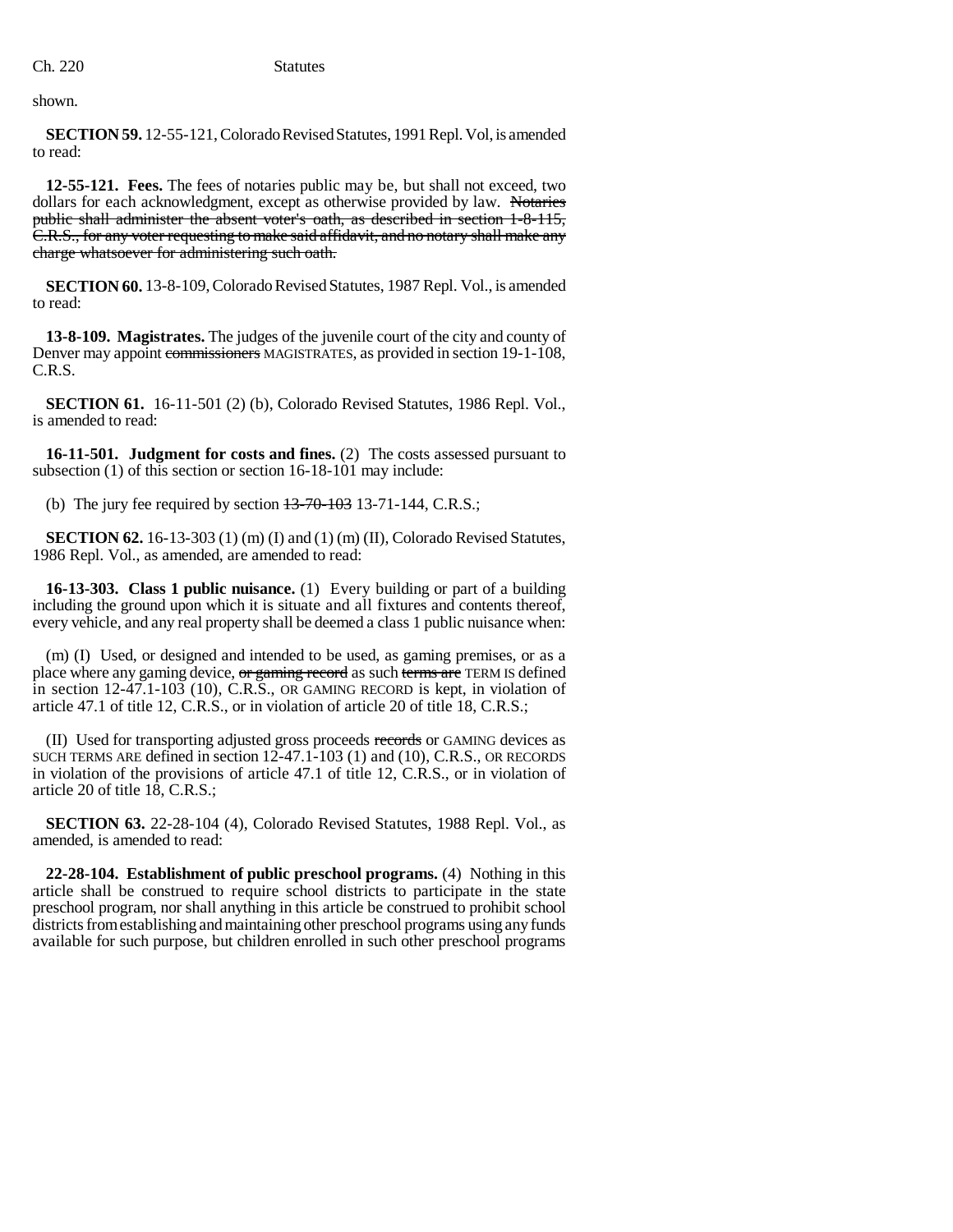shown.

**SECTION 59.** 12-55-121, Colorado Revised Statutes, 1991 Repl. Vol, is amended to read:

**12-55-121. Fees.** The fees of notaries public may be, but shall not exceed, two dollars for each acknowledgment, except as otherwise provided by law. ~~Notaries public shall administer the absent voter's oath, as described in section 1-8-115, C.R.S., for any voter requesting to make said affidavit, and no notary shall make any charge whatsoever for administering such oath.~~

**SECTION 60.** 13-8-109, Colorado Revised Statutes, 1987 Repl. Vol., is amended to read:

**13-8-109. Magistrates.** The judges of the juvenile court of the city and county of Denver may appoint ~~commissioners~~ MAGISTRATES, as provided in section 19-1-108, C.R.S.

**SECTION 61.** 16-11-501 (2) (b), Colorado Revised Statutes, 1986 Repl. Vol., is amended to read:

**16-11-501. Judgment for costs and fines.** (2) The costs assessed pursuant to subsection (1) of this section or section 16-18-101 may include:

(b) The jury fee required by section ~~13-70-103~~ 13-71-144, C.R.S.;

**SECTION 62.** 16-13-303 (1) (m) (I) and (1) (m) (II), Colorado Revised Statutes, 1986 Repl. Vol., as amended, are amended to read:

**16-13-303. Class 1 public nuisance.** (1) Every building or part of a building including the ground upon which it is situate and all fixtures and contents thereof, every vehicle, and any real property shall be deemed a class 1 public nuisance when:

(m) (I) Used, or designed and intended to be used, as gaming premises, or as a place where any gaming device, ~~or gaming record~~ as such ~~terms are~~ TERM IS defined in section 12-47.1-103 (10), C.R.S., OR GAMING RECORD is kept, in violation of article 47.1 of title 12, C.R.S., or in violation of article 20 of title 18, C.R.S.;

(II) Used for transporting adjusted gross proceeds ~~records~~ or GAMING devices as SUCH TERMS ARE defined in section 12-47.1-103 (1) and (10), C.R.S., OR RECORDS in violation of the provisions of article 47.1 of title 12, C.R.S., or in violation of article 20 of title 18, C.R.S.;

**SECTION 63.** 22-28-104 (4), Colorado Revised Statutes, 1988 Repl. Vol., as amended, is amended to read:

**22-28-104. Establishment of public preschool programs.** (4) Nothing in this article shall be construed to require school districts to participate in the state preschool program, nor shall anything in this article be construed to prohibit school districts from establishing and maintaining other preschool programs using any funds available for such purpose, but children enrolled in such other preschool programs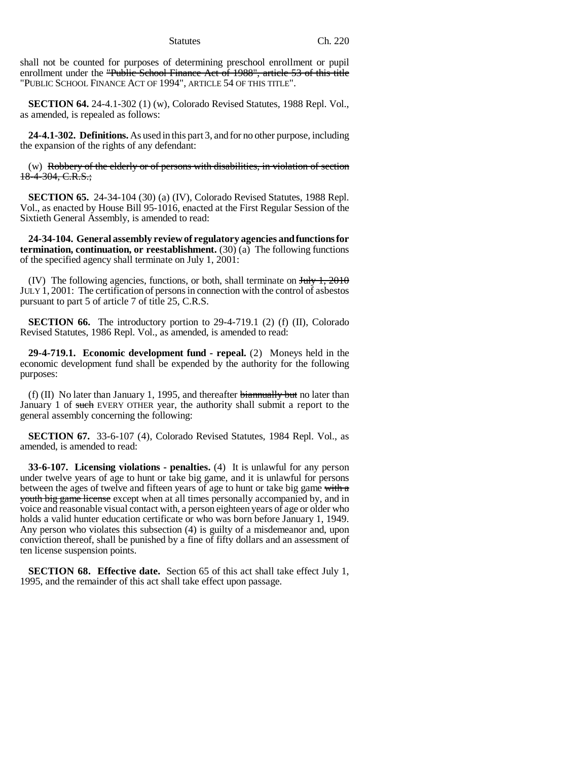shall not be counted for purposes of determining preschool enrollment or pupil enrollment under the ~~"Public School Finance Act of 1988", article 53 of this title~~ "PUBLIC SCHOOL FINANCE ACT OF 1994", ARTICLE 54 OF THIS TITLE".

**SECTION 64.** 24-4.1-302 (1) (w), Colorado Revised Statutes, 1988 Repl. Vol., as amended, is repealed as follows:

**24-4.1-302. Definitions.** As used in this part 3, and for no other purpose, including the expansion of the rights of any defendant:

(w) ~~Robbery of the elderly or of persons with disabilities, in violation of section 18-4-304, C.R.S.;~~

**SECTION 65.** 24-34-104 (30) (a) (IV), Colorado Revised Statutes, 1988 Repl. Vol., as enacted by House Bill 95-1016, enacted at the First Regular Session of the Sixtieth General Assembly, is amended to read:

**24-34-104. General assembly review of regulatory agencies and functions for termination, continuation, or reestablishment.** (30) (a) The following functions of the specified agency shall terminate on July 1, 2001:

(IV) The following agencies, functions, or both, shall terminate on ~~July 1, 2010~~ JULY 1, 2001: The certification of persons in connection with the control of asbestos pursuant to part 5 of article 7 of title 25, C.R.S.

**SECTION 66.** The introductory portion to 29-4-719.1 (2) (f) (II), Colorado Revised Statutes, 1986 Repl. Vol., as amended, is amended to read:

**29-4-719.1. Economic development fund - repeal.** (2) Moneys held in the economic development fund shall be expended by the authority for the following purposes:

(f) (II) No later than January 1, 1995, and thereafter ~~biannually but~~ no later than January 1 of ~~such~~ EVERY OTHER year, the authority shall submit a report to the general assembly concerning the following:

**SECTION 67.** 33-6-107 (4), Colorado Revised Statutes, 1984 Repl. Vol., as amended, is amended to read:

**33-6-107. Licensing violations - penalties.** (4) It is unlawful for any person under twelve years of age to hunt or take big game, and it is unlawful for persons between the ages of twelve and fifteen years of age to hunt or take big game ~~with a youth big game license~~ except when at all times personally accompanied by, and in voice and reasonable visual contact with, a person eighteen years of age or older who holds a valid hunter education certificate or who was born before January 1, 1949. Any person who violates this subsection (4) is guilty of a misdemeanor and, upon conviction thereof, shall be punished by a fine of fifty dollars and an assessment of ten license suspension points.

**SECTION 68. Effective date.** Section 65 of this act shall take effect July 1, 1995, and the remainder of this act shall take effect upon passage.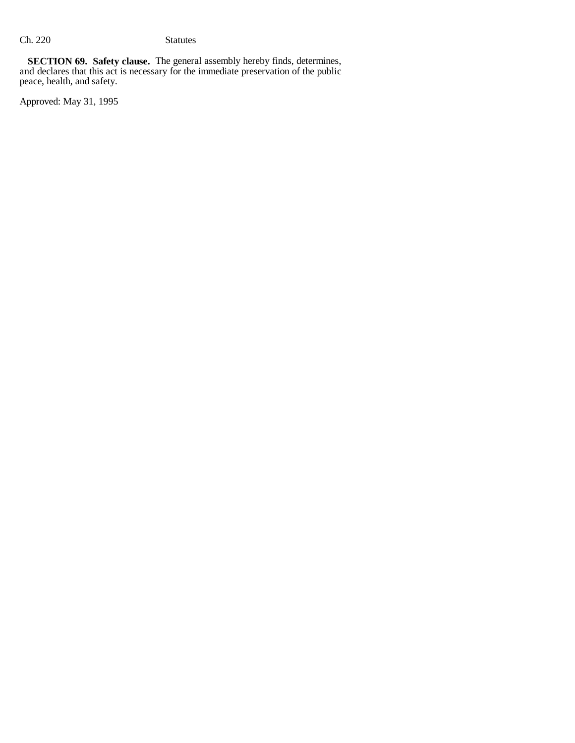**SECTION 69. Safety clause.** The general assembly hereby finds, determines, and declares that this act is necessary for the immediate preservation of the public peace, health, and safety.

Approved: May 31, 1995